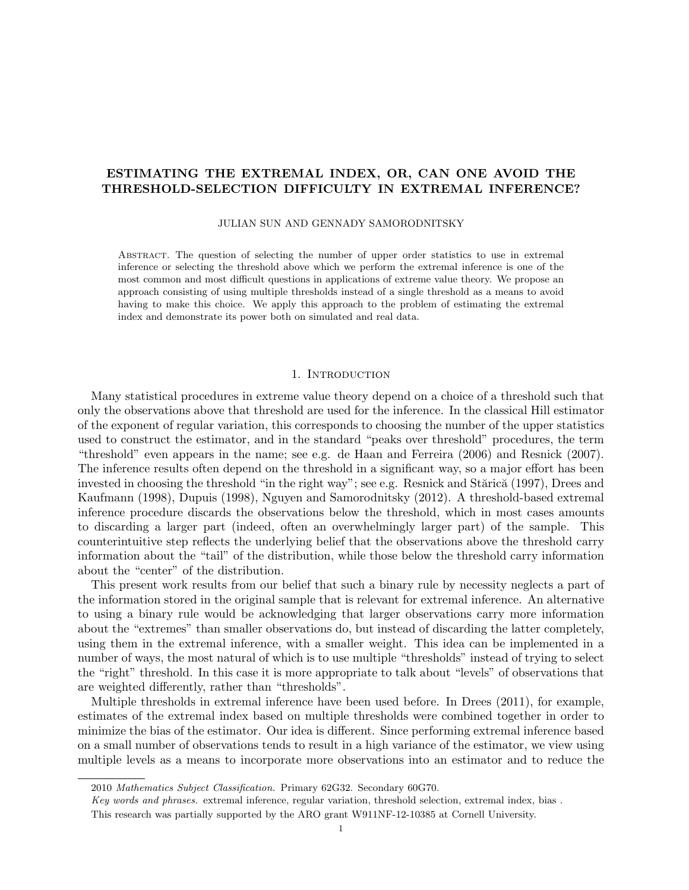# ESTIMATING THE EXTREMAL INDEX, OR, CAN ONE AVOID THE THRESHOLD-SELECTION DIFFICULTY IN EXTREMAL INFERENCE?

JULIAN SUN AND GENNADY SAMORODNITSKY

Abstract. The question of selecting the number of upper order statistics to use in extremal inference or selecting the threshold above which we perform the extremal inference is one of the most common and most difficult questions in applications of extreme value theory. We propose an approach consisting of using multiple thresholds instead of a single threshold as a means to avoid having to make this choice. We apply this approach to the problem of estimating the extremal index and demonstrate its power both on simulated and real data.

## 1. Introduction

Many statistical procedures in extreme value theory depend on a choice of a threshold such that only the observations above that threshold are used for the inference. In the classical Hill estimator of the exponent of regular variation, this corresponds to choosing the number of the upper statistics used to construct the estimator, and in the standard "peaks over threshold" procedures, the term "threshold" even appears in the name; see e.g. de Haan and Ferreira (2006) and Resnick (2007). The inference results often depend on the threshold in a significant way, so a major effort has been invested in choosing the threshold "in the right way"; see e.g. Resnick and Stărică (1997), Drees and Kaufmann (1998), Dupuis (1998), Nguyen and Samorodnitsky (2012). A threshold-based extremal inference procedure discards the observations below the threshold, which in most cases amounts to discarding a larger part (indeed, often an overwhelmingly larger part) of the sample. This counterintuitive step reflects the underlying belief that the observations above the threshold carry information about the "tail" of the distribution, while those below the threshold carry information about the "center" of the distribution.

This present work results from our belief that such a binary rule by necessity neglects a part of the information stored in the original sample that is relevant for extremal inference. An alternative to using a binary rule would be acknowledging that larger observations carry more information about the "extremes" than smaller observations do, but instead of discarding the latter completely, using them in the extremal inference, with a smaller weight. This idea can be implemented in a number of ways, the most natural of which is to use multiple "thresholds" instead of trying to select the "right" threshold. In this case it is more appropriate to talk about "levels" of observations that are weighted differently, rather than "thresholds".

Multiple thresholds in extremal inference have been used before. In Drees (2011), for example, estimates of the extremal index based on multiple thresholds were combined together in order to minimize the bias of the estimator. Our idea is different. Since performing extremal inference based on a small number of observations tends to result in a high variance of the estimator, we view using multiple levels as a means to incorporate more observations into an estimator and to reduce the

---

2010 *Mathematics Subject Classification.* Primary 62G32. Secondary 60G70.

*Key words and phrases.* extremal inference, regular variation, threshold selection, extremal index, bias .

This research was partially supported by the ARO grant W911NF-12-10385 at Cornell University.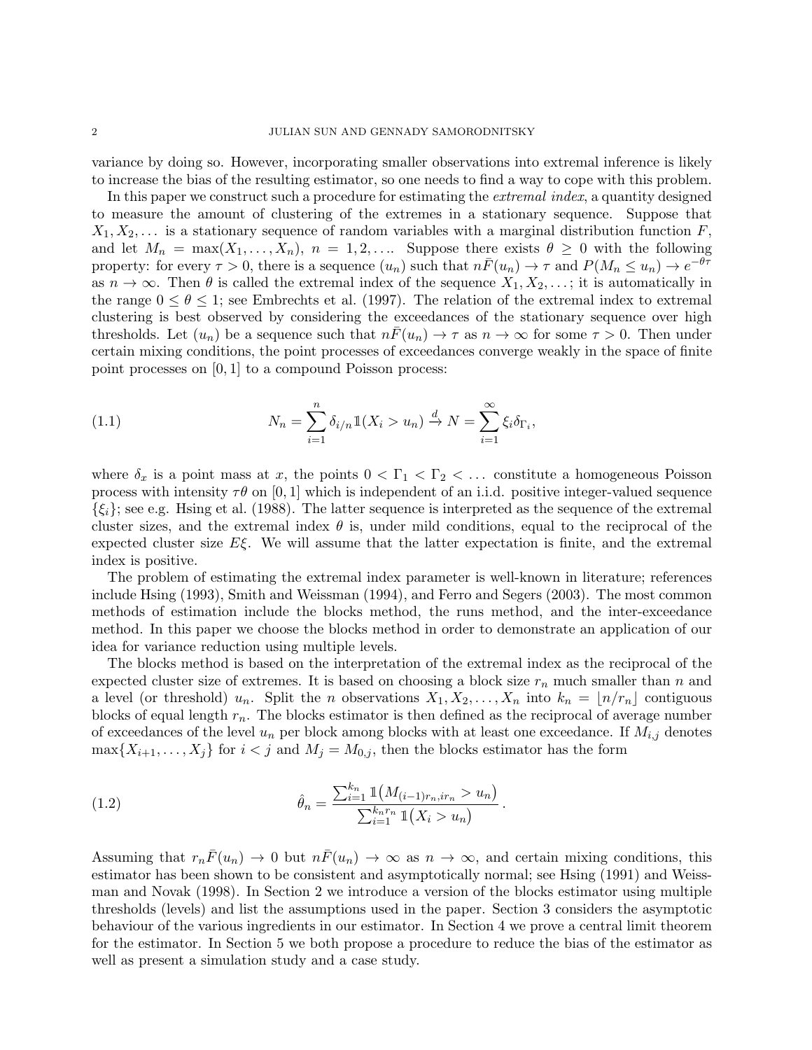variance by doing so. However, incorporating smaller observations into extremal inference is likely to increase the bias of the resulting estimator, so one needs to find a way to cope with this problem.

In this paper we construct such a procedure for estimating the *extremal index*, a quantity designed to measure the amount of clustering of the extremes in a stationary sequence. Suppose that $X_1, X_2, \ldots$ is a stationary sequence of random variables with a marginal distribution function $F$, and let $M_n = \max(X_1, \ldots, X_n)$, $n = 1, 2, \ldots$. Suppose there exists $\theta \geq 0$ with the following property: for every $\tau > 0$, there is a sequence $(u_n)$ such that $n\bar{F}(u_n) \to \tau$ and $P(M_n \leq u_n) \to e^{-\theta\tau}$ as $n \to \infty$. Then $\theta$ is called the extremal index of the sequence $X_1, X_2, \ldots$; it is automatically in the range $0 \leq \theta \leq 1$; see Embrechts et al. (1997). The relation of the extremal index to extremal clustering is best observed by considering the exceedances of the stationary sequence over high thresholds. Let $(u_n)$ be a sequence such that $n\bar{F}(u_n) \to \tau$ as $n \to \infty$ for some $\tau > 0$. Then under certain mixing conditions, the point processes of exceedances converge weakly in the space of finite point processes on $[0, 1]$ to a compound Poisson process:

$$N_n = \sum_{i=1}^{n} \delta_{i/n} \mathbb{1}(X_i > u_n) \xrightarrow{d} N = \sum_{i=1}^{\infty} \xi_i \delta_{\Gamma_i}, \tag{1.1}$$

where $\delta_x$ is a point mass at $x$, the points $0 < \Gamma_1 < \Gamma_2 < \ldots$ constitute a homogeneous Poisson process with intensity $\tau\theta$ on $[0, 1]$ which is independent of an i.i.d. positive integer-valued sequence $\{\xi_i\}$; see e.g. Hsing et al. (1988). The latter sequence is interpreted as the sequence of the extremal cluster sizes, and the extremal index $\theta$ is, under mild conditions, equal to the reciprocal of the expected cluster size $E\xi$. We will assume that the latter expectation is finite, and the extremal index is positive.

The problem of estimating the extremal index parameter is well-known in literature; references include Hsing (1993), Smith and Weissman (1994), and Ferro and Segers (2003). The most common methods of estimation include the blocks method, the runs method, and the inter-exceedance method. In this paper we choose the blocks method in order to demonstrate an application of our idea for variance reduction using multiple levels.

The blocks method is based on the interpretation of the extremal index as the reciprocal of the expected cluster size of extremes. It is based on choosing a block size $r_n$ much smaller than $n$ and a level (or threshold) $u_n$. Split the $n$ observations $X_1, X_2, \ldots, X_n$ into $k_n = \lfloor n/r_n \rfloor$ contiguous blocks of equal length $r_n$. The blocks estimator is then defined as the reciprocal of average number of exceedances of the level $u_n$ per block among blocks with at least one exceedance. If $M_{i,j}$ denotes $\max\{X_{i+1}, \ldots, X_j\}$ for $i < j$ and $M_j = M_{0,j}$, then the blocks estimator has the form

$$\hat{\theta}_n = \frac{\sum_{i=1}^{k_n} \mathbb{1}\big(M_{(i-1)r_n, ir_n} > u_n\big)}{\sum_{i=1}^{k_n r_n} \mathbb{1}\big(X_i > u_n\big)}. \tag{1.2}$$

Assuming that $r_n\bar{F}(u_n) \to 0$ but $n\bar{F}(u_n) \to \infty$ as $n \to \infty$, and certain mixing conditions, this estimator has been shown to be consistent and asymptotically normal; see Hsing (1991) and Weissman and Novak (1998). In Section 2 we introduce a version of the blocks estimator using multiple thresholds (levels) and list the assumptions used in the paper. Section 3 considers the asymptotic behaviour of the various ingredients in our estimator. In Section 4 we prove a central limit theorem for the estimator. In Section 5 we both propose a procedure to reduce the bias of the estimator as well as present a simulation study and a case study.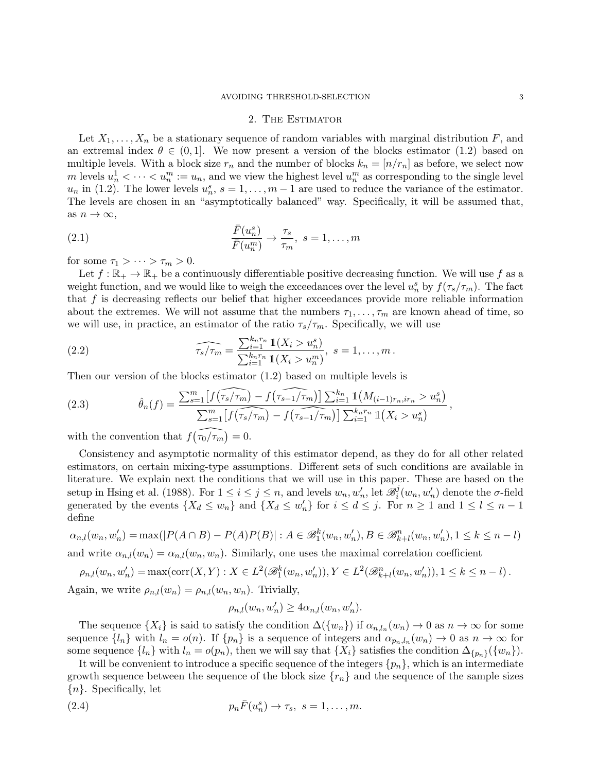## 2. The Estimator

Let $X_1, \dots, X_n$ be a stationary sequence of random variables with marginal distribution $F$, and an extremal index $\theta \in (0,1]$. We now present a version of the blocks estimator (1.2) based on multiple levels. With a block size $r_n$ and the number of blocks $k_n = [n/r_n]$ as before, we select now $m$ levels $u_n^1 < \cdots < u_n^m := u_n$, and we view the highest level $u_n^m$ as corresponding to the single level $u_n$ in (1.2). The lower levels $u_n^s$, $s = 1, \dots, m-1$ are used to reduce the variance of the estimator. The levels are chosen in an "asymptotically balanced" way. Specifically, it will be assumed that, as $n \to \infty$,

$$\frac{\bar{F}(u_n^s)}{\bar{F}(u_n^m)} \to \frac{\tau_s}{\tau_m}, \; s = 1, \dots, m \tag{2.1}$$

for some $\tau_1 > \cdots > \tau_m > 0$.

Let $f : \mathbb{R}_+ \to \mathbb{R}_+$ be a continuously differentiable positive decreasing function. We will use $f$ as a weight function, and we would like to weigh the exceedances over the level $u_n^s$ by $f(\tau_s/\tau_m)$. The fact that $f$ is decreasing reflects our belief that higher exceedances provide more reliable information about the extremes. We will not assume that the numbers $\tau_1, \dots, \tau_m$ are known ahead of time, so we will use, in practice, an estimator of the ratio $\tau_s/\tau_m$. Specifically, we will use

$$\widehat{\tau_s/\tau_m} = \frac{\sum_{i=1}^{k_n r_n} \mathbb{1}(X_i > u_n^s)}{\sum_{i=1}^{k_n r_n} \mathbb{1}(X_i > u_n^m)}, \; s = 1, \dots, m \, . \tag{2.2}$$

Then our version of the blocks estimator (1.2) based on multiple levels is

$$\hat{\theta}_n(f) = \frac{\sum_{s=1}^m \left[ f\big(\widehat{\tau_s/\tau_m}\big) - f\big(\widehat{\tau_{s-1}/\tau_m}\big) \right] \sum_{i=1}^{k_n} \mathbb{1}\big(M_{(i-1)r_n, ir_n} > u_n^s\big)}{\sum_{s=1}^m \left[ f\big(\widehat{\tau_s/\tau_m}\big) - f\big(\widehat{\tau_{s-1}/\tau_m}\big) \right] \sum_{i=1}^{k_n r_n} \mathbb{1}\big(X_i > u_n^s\big)} \, , \tag{2.3}$$

with the convention that $f\big(\widehat{\tau_0/\tau_m}\big) = 0$.

Consistency and asymptotic normality of this estimator depend, as they do for all other related estimators, on certain mixing-type assumptions. Different sets of such conditions are available in literature. We explain next the conditions that we will use in this paper. These are based on the setup in Hsing et al. (1988). For $1 \le i \le j \le n$, and levels $w_n, w_n'$, let $\mathscr{B}_i^j(w_n, w_n')$ denote the $\sigma$-field generated by the events $\{X_d \le w_n\}$ and $\{X_d \le w_n'\}$ for $i \le d \le j$. For $n \ge 1$ and $1 \le l \le n-1$ define

$$\alpha_{n,l}(w_n, w_n') = \max(|P(A \cap B) - P(A)P(B)| : A \in \mathscr{B}_1^k(w_n, w_n'), B \in \mathscr{B}_{k+l}^n(w_n, w_n'), 1 \le k \le n-l)$$

and write $\alpha_{n,l}(w_n) = \alpha_{n,l}(w_n, w_n)$. Similarly, one uses the maximal correlation coefficient

$$\rho_{n,l}(w_n, w_n') = \max(\mathrm{corr}(X, Y) : X \in L^2(\mathscr{B}_1^k(w_n, w_n')), Y \in L^2(\mathscr{B}_{k+l}^n(w_n, w_n')), 1 \le k \le n-l) \, .$$

Again, we write $\rho_{n,l}(w_n) = \rho_{n,l}(w_n, w_n)$. Trivially,

$$\rho_{n,l}(w_n, w_n') \ge 4\alpha_{n,l}(w_n, w_n').$$

The sequence $\{X_i\}$ is said to satisfy the condition $\Delta(\{w_n\})$ if $\alpha_{n,l_n}(w_n) \to 0$ as $n \to \infty$ for some sequence $\{l_n\}$ with $l_n = o(n)$. If $\{p_n\}$ is a sequence of integers and $\alpha_{p_n,l_n}(w_n) \to 0$ as $n \to \infty$ for some sequence $\{l_n\}$ with $l_n = o(p_n)$, then we will say that $\{X_i\}$ satisfies the condition $\Delta_{\{p_n\}}(\{w_n\})$.

It will be convenient to introduce a specific sequence of the integers $\{p_n\}$, which is an intermediate growth sequence between the sequence of the block size $\{r_n\}$ and the sequence of the sample sizes $\{n\}$. Specifically, let

$$p_n \bar{F}(u_n^s) \to \tau_s, \; s = 1, \dots, m. \tag{2.4}$$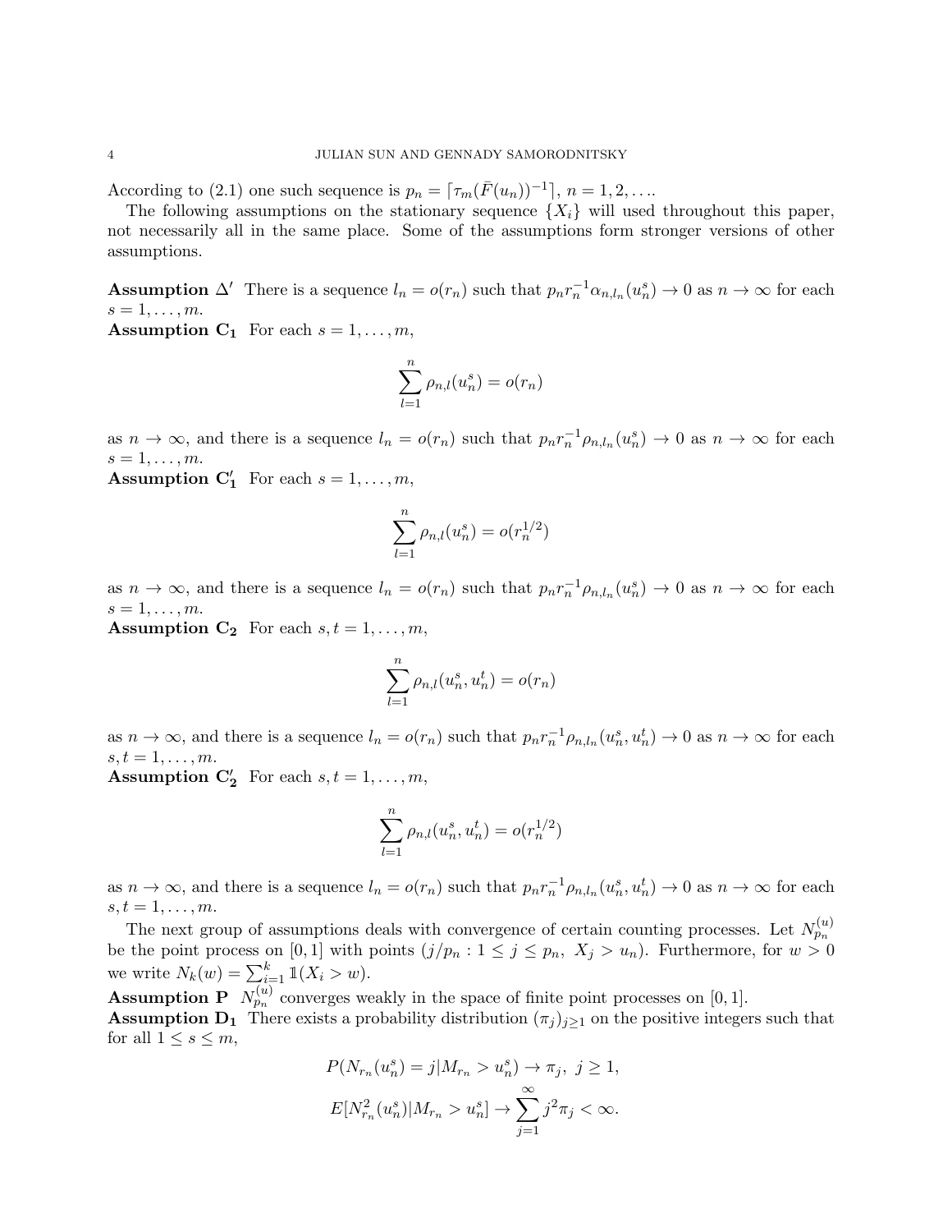According to (2.1) one such sequence is $p_n = \lceil \tau_m(\bar{F}(u_n))^{-1} \rceil$, $n = 1, 2, \ldots$.

The following assumptions on the stationary sequence $\{X_i\}$ will used throughout this paper, not necessarily all in the same place. Some of the assumptions form stronger versions of other assumptions.

**Assumption $\Delta'$** There is a sequence $l_n = o(r_n)$ such that $p_n r_n^{-1} \alpha_{n,l_n}(u_n^s) \to 0$ as $n \to \infty$ for each $s = 1, \ldots, m$.

**Assumption $\mathbf{C_1}$** For each $s = 1, \ldots, m$,

$$\sum_{l=1}^{n} \rho_{n,l}(u_n^s) = o(r_n)$$

as $n \to \infty$, and there is a sequence $l_n = o(r_n)$ such that $p_n r_n^{-1} \rho_{n,l_n}(u_n^s) \to 0$ as $n \to \infty$ for each $s = 1, \ldots, m$.

**Assumption $\mathbf{C_1'}$** For each $s = 1, \ldots, m$,

$$\sum_{l=1}^{n} \rho_{n,l}(u_n^s) = o(r_n^{1/2})$$

as $n \to \infty$, and there is a sequence $l_n = o(r_n)$ such that $p_n r_n^{-1} \rho_{n,l_n}(u_n^s) \to 0$ as $n \to \infty$ for each $s = 1, \ldots, m$.

**Assumption $\mathbf{C_2}$** For each $s, t = 1, \ldots, m$,

$$\sum_{l=1}^{n} \rho_{n,l}(u_n^s, u_n^t) = o(r_n)$$

as $n \to \infty$, and there is a sequence $l_n = o(r_n)$ such that $p_n r_n^{-1} \rho_{n,l_n}(u_n^s, u_n^t) \to 0$ as $n \to \infty$ for each $s, t = 1, \ldots, m$.

**Assumption $\mathbf{C_2'}$** For each $s, t = 1, \ldots, m$,

$$\sum_{l=1}^{n} \rho_{n,l}(u_n^s, u_n^t) = o(r_n^{1/2})$$

as $n \to \infty$, and there is a sequence $l_n = o(r_n)$ such that $p_n r_n^{-1} \rho_{n,l_n}(u_n^s, u_n^t) \to 0$ as $n \to \infty$ for each $s, t = 1, \ldots, m$.

The next group of assumptions deals with convergence of certain counting processes. Let $N_{p_n}^{(u)}$ be the point process on $[0,1]$ with points $(j/p_n : 1 \le j \le p_n,\ X_j > u_n)$. Furthermore, for $w > 0$ we write $N_k(w) = \sum_{i=1}^{k} \mathbb{1}(X_i > w)$.

**Assumption P** $N_{p_n}^{(u)}$ converges weakly in the space of finite point processes on $[0,1]$.

**Assumption $\mathbf{D_1}$** There exists a probability distribution $(\pi_j)_{j \ge 1}$ on the positive integers such that for all $1 \le s \le m$,

$$P(N_{r_n}(u_n^s) = j | M_{r_n} > u_n^s) \to \pi_j,\ j \ge 1,$$

$$E[N_{r_n}^2(u_n^s) | M_{r_n} > u_n^s] \to \sum_{j=1}^{\infty} j^2 \pi_j < \infty.$$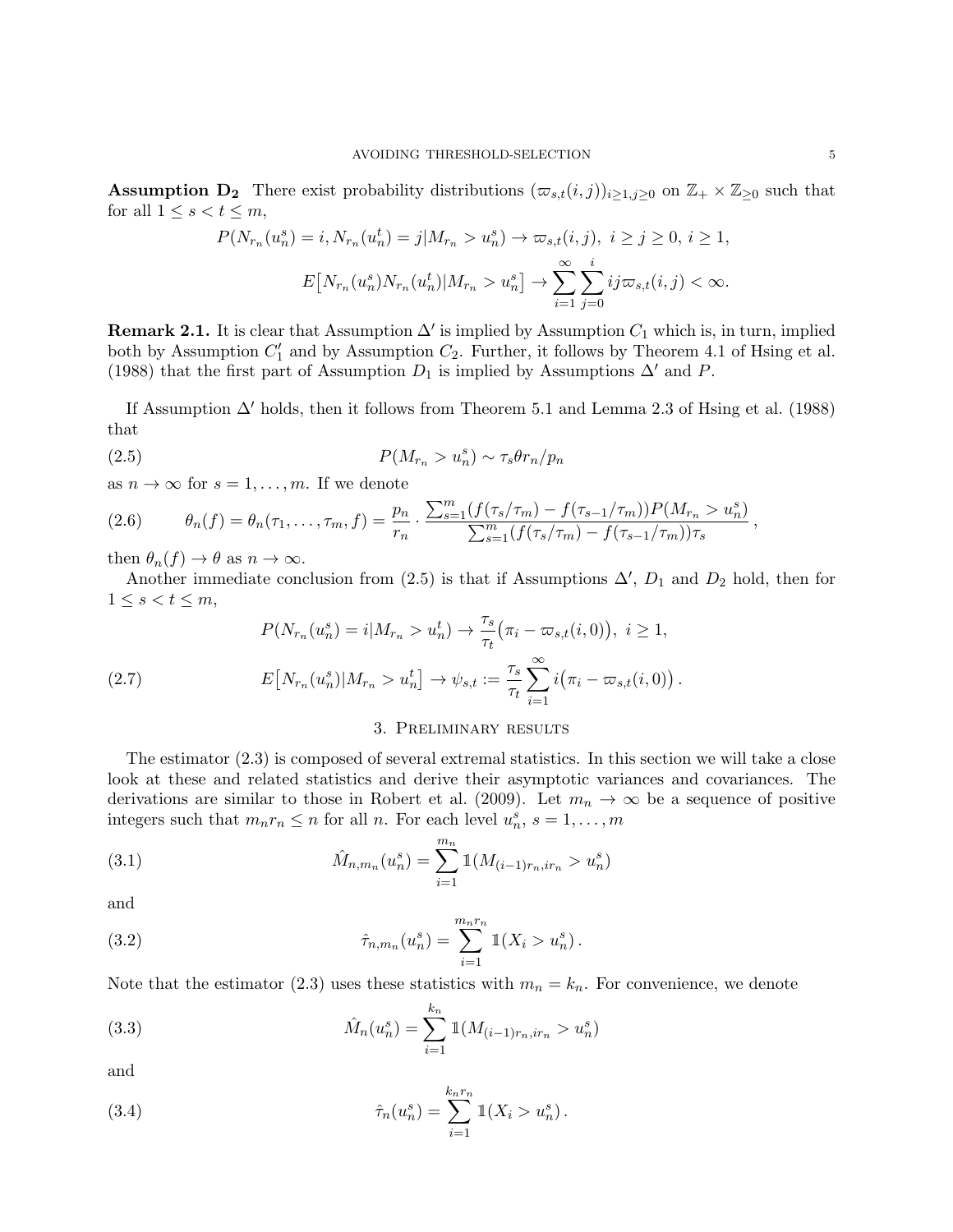**Assumption $\mathbf{D_2}$** There exist probability distributions $(\varpi_{s,t}(i,j))_{i\geq 1, j\geq 0}$ on $\mathbb{Z}_+ \times \mathbb{Z}_{\geq 0}$ such that for all $1 \leq s < t \leq m$,

$$P(N_{r_n}(u_n^s) = i, N_{r_n}(u_n^t) = j | M_{r_n} > u_n^s) \to \varpi_{s,t}(i,j),\ i \geq j \geq 0,\ i \geq 1,$$

$$E\big[N_{r_n}(u_n^s) N_{r_n}(u_n^t) | M_{r_n} > u_n^s\big] \to \sum_{i=1}^{\infty} \sum_{j=0}^{i} ij \varpi_{s,t}(i,j) < \infty.$$

**Remark 2.1.** It is clear that Assumption $\Delta'$ is implied by Assumption $C_1$ which is, in turn, implied both by Assumption $C_1'$ and by Assumption $C_2$. Further, it follows by Theorem 4.1 of Hsing et al. (1988) that the first part of Assumption $D_1$ is implied by Assumptions $\Delta'$ and $P$.

If Assumption $\Delta'$ holds, then it follows from Theorem 5.1 and Lemma 2.3 of Hsing et al. (1988) that

$$P(M_{r_n} > u_n^s) \sim \tau_s \theta r_n / p_n \tag{2.5}$$

as $n \to \infty$ for $s = 1, \ldots, m$. If we denote

$$\theta_n(f) = \theta_n(\tau_1, \ldots, \tau_m, f) = \frac{p_n}{r_n} \cdot \frac{\sum_{s=1}^{m} (f(\tau_s/\tau_m) - f(\tau_{s-1}/\tau_m)) P(M_{r_n} > u_n^s)}{\sum_{s=1}^{m} (f(\tau_s/\tau_m) - f(\tau_{s-1}/\tau_m)) \tau_s}, \tag{2.6}$$

then $\theta_n(f) \to \theta$ as $n \to \infty$.

Another immediate conclusion from (2.5) is that if Assumptions $\Delta'$, $D_1$ and $D_2$ hold, then for $1 \leq s < t \leq m$,

$$P(N_{r_n}(u_n^s) = i | M_{r_n} > u_n^t) \to \frac{\tau_s}{\tau_t}\big(\pi_i - \varpi_{s,t}(i,0)\big),\ i \geq 1,$$

$$E\big[N_{r_n}(u_n^s) | M_{r_n} > u_n^t\big] \to \psi_{s,t} := \frac{\tau_s}{\tau_t} \sum_{i=1}^{\infty} i\big(\pi_i - \varpi_{s,t}(i,0)\big). \tag{2.7}$$

## 3. Preliminary results

The estimator (2.3) is composed of several extremal statistics. In this section we will take a close look at these and related statistics and derive their asymptotic variances and covariances. The derivations are similar to those in Robert et al. (2009). Let $m_n \to \infty$ be a sequence of positive integers such that $m_n r_n \leq n$ for all $n$. For each level $u_n^s$, $s = 1, \ldots, m$

$$\hat{M}_{n,m_n}(u_n^s) = \sum_{i=1}^{m_n} \mathbb{1}(M_{(i-1)r_n, ir_n} > u_n^s) \tag{3.1}$$

and

$$\hat{\tau}_{n,m_n}(u_n^s) = \sum_{i=1}^{m_n r_n} \mathbb{1}(X_i > u_n^s). \tag{3.2}$$

Note that the estimator (2.3) uses these statistics with $m_n = k_n$. For convenience, we denote

$$\hat{M}_n(u_n^s) = \sum_{i=1}^{k_n} \mathbb{1}(M_{(i-1)r_n, ir_n} > u_n^s) \tag{3.3}$$

and

$$\hat{\tau}_n(u_n^s) = \sum_{i=1}^{k_n r_n} \mathbb{1}(X_i > u_n^s). \tag{3.4}$$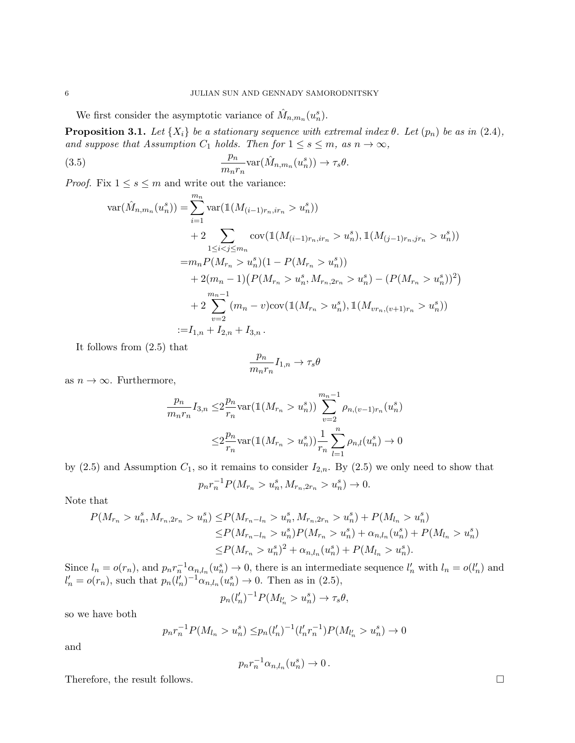We first consider the asymptotic variance of $\hat{M}_{n,m_n}(u_n^s)$.

**Proposition 3.1.** *Let $\{X_i\}$ be a stationary sequence with extremal index $\theta$. Let $(p_n)$ be as in (2.4), and suppose that Assumption $C_1$ holds. Then for $1 \le s \le m$, as $n \to \infty$,*

$$\frac{p_n}{m_n r_n} \mathrm{var}(\hat{M}_{n,m_n}(u_n^s)) \to \tau_s \theta. \tag{3.5}$$

*Proof.* Fix $1 \le s \le m$ and write out the variance:

$$\begin{aligned}
\mathrm{var}(\hat{M}_{n,m_n}(u_n^s)) =& \sum_{i=1}^{m_n} \mathrm{var}(\mathbb{1}(M_{(i-1)r_n,ir_n} > u_n^s)) \\
&+ 2 \sum_{1 \le i < j \le m_n} \mathrm{cov}(\mathbb{1}(M_{(i-1)r_n,ir_n} > u_n^s), \mathbb{1}(M_{(j-1)r_n,jr_n} > u_n^s)) \\
=& m_n P(M_{r_n} > u_n^s)(1 - P(M_{r_n} > u_n^s)) \\
&+ 2(m_n - 1)\big(P(M_{r_n} > u_n^s, M_{r_n,2r_n} > u_n^s) - (P(M_{r_n} > u_n^s))^2\big) \\
&+ 2 \sum_{v=2}^{m_n - 1} (m_n - v) \mathrm{cov}(\mathbb{1}(M_{r_n} > u_n^s), \mathbb{1}(M_{vr_n,(v+1)r_n} > u_n^s)) \\
:=& I_{1,n} + I_{2,n} + I_{3,n}\,.
\end{aligned}$$

It follows from (2.5) that

$$\frac{p_n}{m_n r_n} I_{1,n} \to \tau_s \theta$$

as $n \to \infty$. Furthermore,

$$\begin{aligned}
\frac{p_n}{m_n r_n} I_{3,n} \le& 2\frac{p_n}{r_n} \mathrm{var}(\mathbb{1}(M_{r_n} > u_n^s)) \sum_{v=2}^{m_n - 1} \rho_{n,(v-1)r_n}(u_n^s) \\
\le& 2\frac{p_n}{r_n} \mathrm{var}(\mathbb{1}(M_{r_n} > u_n^s)) \frac{1}{r_n} \sum_{l=1}^{n} \rho_{n,l}(u_n^s) \to 0
\end{aligned}$$

by (2.5) and Assumption $C_1$, so it remains to consider $I_{2,n}$. By (2.5) we only need to show that

$$p_n r_n^{-1} P(M_{r_n} > u_n^s, M_{r_n,2r_n} > u_n^s) \to 0.$$

Note that

$$\begin{aligned}
P(M_{r_n} > u_n^s, M_{r_n,2r_n} > u_n^s) \le& P(M_{r_n - l_n} > u_n^s, M_{r_n,2r_n} > u_n^s) + P(M_{l_n} > u_n^s) \\
\le& P(M_{r_n - l_n} > u_n^s) P(M_{r_n} > u_n^s) + \alpha_{n,l_n}(u_n^s) + P(M_{l_n} > u_n^s) \\
\le& P(M_{r_n} > u_n^s)^2 + \alpha_{n,l_n}(u_n^s) + P(M_{l_n} > u_n^s).
\end{aligned}$$

Since $l_n = o(r_n)$, and $p_n r_n^{-1} \alpha_{n,l_n}(u_n^s) \to 0$, there is an intermediate sequence $l_n'$ with $l_n = o(l_n')$ and $l_n' = o(r_n)$, such that $p_n (l_n')^{-1} \alpha_{n,l_n}(u_n^s) \to 0$. Then as in (2.5),

$$p_n (l_n')^{-1} P(M_{l_n'} > u_n^s) \to \tau_s \theta,$$

so we have both

$$p_n r_n^{-1} P(M_{l_n} > u_n^s) \le p_n (l_n')^{-1} (l_n' r_n^{-1}) P(M_{l_n'} > u_n^s) \to 0$$

and

$$p_n r_n^{-1} \alpha_{n,l_n}(u_n^s) \to 0\,.$$

Therefore, the result follows. $\square$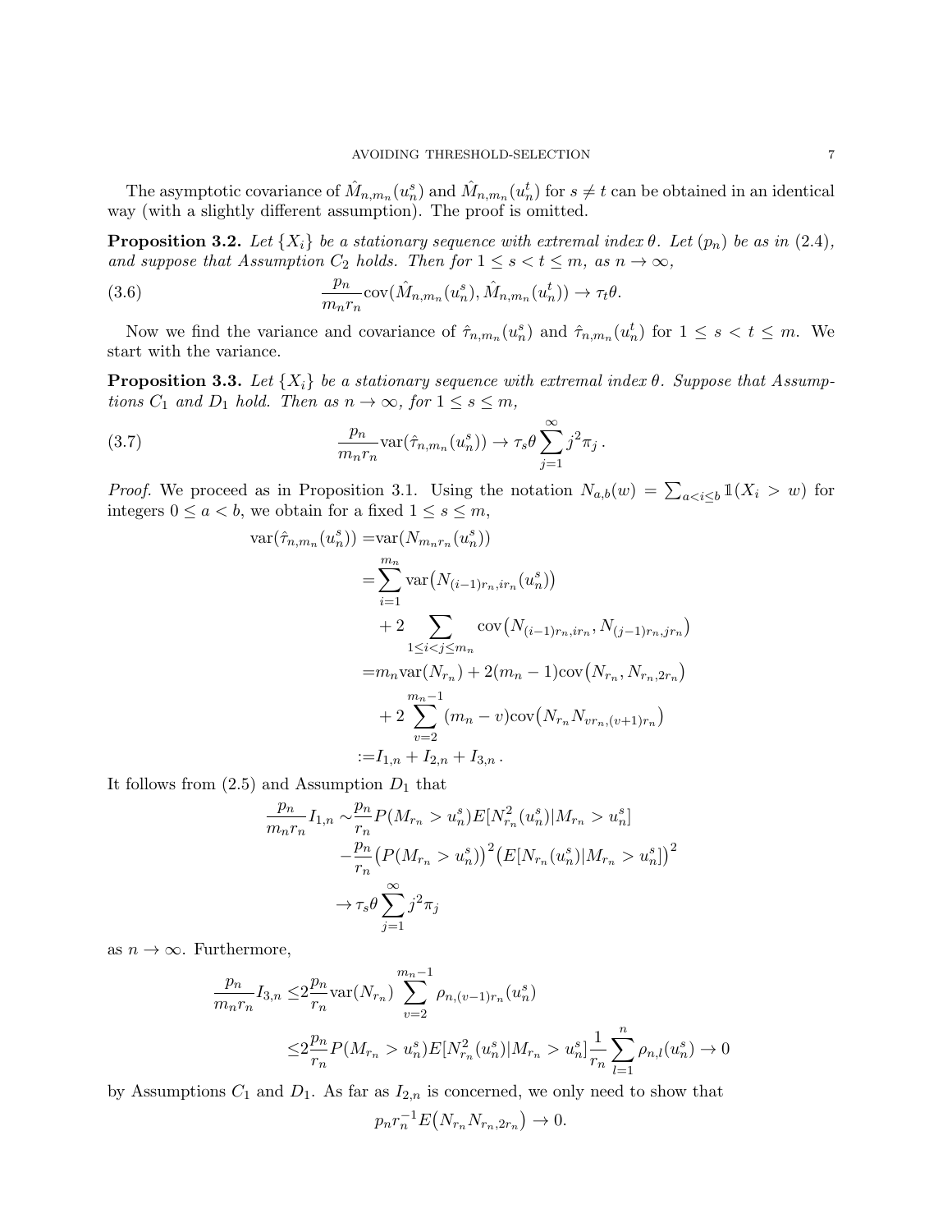The asymptotic covariance of $\hat{M}_{n,m_n}(u_n^s)$ and $\hat{M}_{n,m_n}(u_n^t)$ for $s \neq t$ can be obtained in an identical way (with a slightly different assumption). The proof is omitted.

**Proposition 3.2.** *Let $\{X_i\}$ be a stationary sequence with extremal index $\theta$. Let $(p_n)$ be as in (2.4), and suppose that Assumption $C_2$ holds. Then for $1 \le s < t \le m$, as $n \to \infty$,*

$$\frac{p_n}{m_n r_n} \operatorname{cov}(\hat{M}_{n,m_n}(u_n^s), \hat{M}_{n,m_n}(u_n^t)) \to \tau_t \theta. \tag{3.6}$$

Now we find the variance and covariance of $\hat{\tau}_{n,m_n}(u_n^s)$ and $\hat{\tau}_{n,m_n}(u_n^t)$ for $1 \le s < t \le m$. We start with the variance.

**Proposition 3.3.** *Let $\{X_i\}$ be a stationary sequence with extremal index $\theta$. Suppose that Assumptions $C_1$ and $D_1$ hold. Then as $n \to \infty$, for $1 \le s \le m$,*

$$\frac{p_n}{m_n r_n} \operatorname{var}(\hat{\tau}_{n,m_n}(u_n^s)) \to \tau_s \theta \sum_{j=1}^{\infty} j^2 \pi_j \,. \tag{3.7}$$

*Proof.* We proceed as in Proposition 3.1. Using the notation $N_{a,b}(w) = \sum_{a<i\le b} \mathbb{1}(X_i > w)$ for integers $0 \le a < b$, we obtain for a fixed $1 \le s \le m$,

$$\begin{aligned}
\operatorname{var}(\hat{\tau}_{n,m_n}(u_n^s)) =& \operatorname{var}(N_{m_n r_n}(u_n^s)) \\
=& \sum_{i=1}^{m_n} \operatorname{var}\big(N_{(i-1)r_n, ir_n}(u_n^s)\big) \\
&+ 2 \sum_{1 \le i < j \le m_n} \operatorname{cov}\big(N_{(i-1)r_n, ir_n}, N_{(j-1)r_n, jr_n}\big) \\
=& m_n \operatorname{var}(N_{r_n}) + 2(m_n - 1)\operatorname{cov}\big(N_{r_n}, N_{r_n, 2r_n}\big) \\
&+ 2 \sum_{v=2}^{m_n - 1} (m_n - v) \operatorname{cov}\big(N_{r_n} N_{vr_n,(v+1)r_n}\big) \\
:=& I_{1,n} + I_{2,n} + I_{3,n} \,.
\end{aligned}$$

It follows from (2.5) and Assumption $D_1$ that

$$\begin{aligned}
\frac{p_n}{m_n r_n} I_{1,n} \sim & \frac{p_n}{r_n} P(M_{r_n} > u_n^s) E[N_{r_n}^2(u_n^s) | M_{r_n} > u_n^s] \\
& - \frac{p_n}{r_n} \big(P(M_{r_n} > u_n^s)\big)^2 \big(E[N_{r_n}(u_n^s) | M_{r_n} > u_n^s]\big)^2 \\
\to & \tau_s \theta \sum_{j=1}^{\infty} j^2 \pi_j
\end{aligned}$$

as $n \to \infty$. Furthermore,

$$\begin{aligned}
\frac{p_n}{m_n r_n} I_{3,n} \le & 2 \frac{p_n}{r_n} \operatorname{var}(N_{r_n}) \sum_{v=2}^{m_n - 1} \rho_{n,(v-1)r_n}(u_n^s) \\
\le & 2 \frac{p_n}{r_n} P(M_{r_n} > u_n^s) E[N_{r_n}^2(u_n^s) | M_{r_n} > u_n^s] \frac{1}{r_n} \sum_{l=1}^{n} \rho_{n,l}(u_n^s) \to 0
\end{aligned}$$

by Assumptions $C_1$ and $D_1$. As far as $I_{2,n}$ is concerned, we only need to show that

$$p_n r_n^{-1} E\big(N_{r_n} N_{r_n, 2r_n}\big) \to 0.$$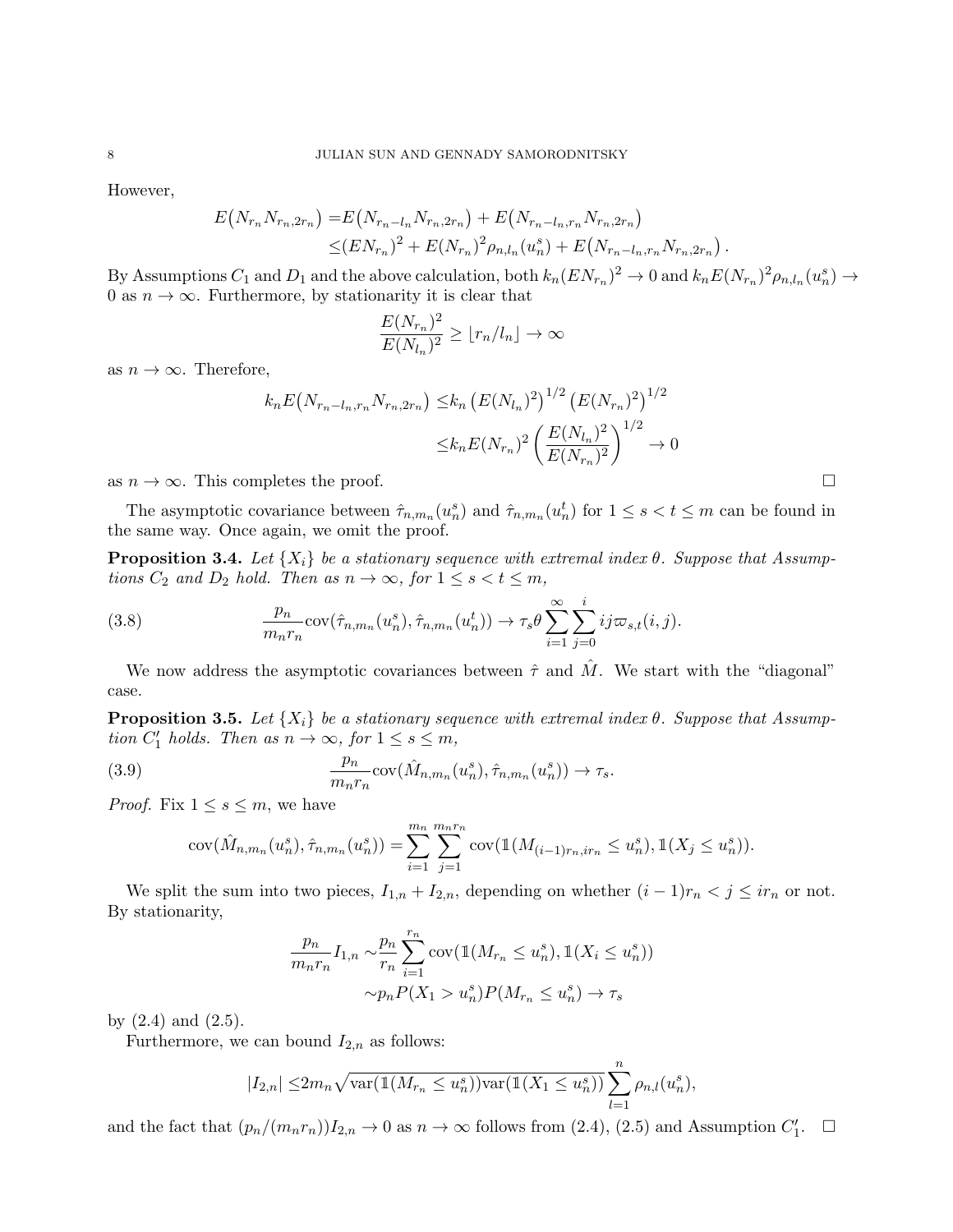However,

$$
\begin{aligned}
E\big(N_{r_n} N_{r_n,2r_n}\big) =& E\big(N_{r_n-l_n} N_{r_n,2r_n}\big) + E\big(N_{r_n-l_n,r_n} N_{r_n,2r_n}\big) \\
\le& (EN_{r_n})^2 + E(N_{r_n})^2 \rho_{n,l_n}(u_n^s) + E\big(N_{r_n-l_n,r_n} N_{r_n,2r_n}\big)\,.
\end{aligned}
$$

By Assumptions $C_1$ and $D_1$ and the above calculation, both $k_n(EN_{r_n})^2 \to 0$ and $k_n E(N_{r_n})^2 \rho_{n,l_n}(u_n^s) \to 0$ as $n \to \infty$. Furthermore, by stationarity it is clear that

$$
\frac{E(N_{r_n})^2}{E(N_{l_n})^2} \ge \lfloor r_n/l_n \rfloor \to \infty
$$

as $n \to \infty$. Therefore,

$$
\begin{aligned}
k_n E\big(N_{r_n-l_n,r_n} N_{r_n,2r_n}\big) \le& k_n \left(E(N_{l_n})^2\right)^{1/2} \left(E(N_{r_n})^2\right)^{1/2} \\
\le& k_n E(N_{r_n})^2 \left(\frac{E(N_{l_n})^2}{E(N_{r_n})^2}\right)^{1/2} \to 0
\end{aligned}
$$

as $n \to \infty$. This completes the proof. $\square$

The asymptotic covariance between $\hat{\tau}_{n,m_n}(u_n^s)$ and $\hat{\tau}_{n,m_n}(u_n^t)$ for $1 \le s < t \le m$ can be found in the same way. Once again, we omit the proof.

**Proposition 3.4.** *Let $\{X_i\}$ be a stationary sequence with extremal index $\theta$. Suppose that Assumptions $C_2$ and $D_2$ hold. Then as $n \to \infty$, for $1 \le s < t \le m$,*

$$
\frac{p_n}{m_n r_n} \operatorname{cov}(\hat{\tau}_{n,m_n}(u_n^s), \hat{\tau}_{n,m_n}(u_n^t)) \to \tau_s \theta \sum_{i=1}^{\infty} \sum_{j=0}^{i} ij \varpi_{s,t}(i,j). \tag{3.8}
$$

We now address the asymptotic covariances between $\hat{\tau}$ and $\hat{M}$. We start with the "diagonal" case.

**Proposition 3.5.** *Let $\{X_i\}$ be a stationary sequence with extremal index $\theta$. Suppose that Assumption $C_1'$ holds. Then as $n \to \infty$, for $1 \le s \le m$,*

$$
\frac{p_n}{m_n r_n} \operatorname{cov}(\hat{M}_{n,m_n}(u_n^s), \hat{\tau}_{n,m_n}(u_n^s)) \to \tau_s. \tag{3.9}
$$

*Proof.* Fix $1 \le s \le m$, we have

$$
\operatorname{cov}(\hat{M}_{n,m_n}(u_n^s), \hat{\tau}_{n,m_n}(u_n^s)) = \sum_{i=1}^{m_n} \sum_{j=1}^{m_n r_n} \operatorname{cov}(\mathbb{1}(M_{(i-1)r_n, ir_n} \le u_n^s), \mathbb{1}(X_j \le u_n^s)).
$$

We split the sum into two pieces, $I_{1,n} + I_{2,n}$, depending on whether $(i-1)r_n < j \le ir_n$ or not. By stationarity,

$$
\begin{aligned}
\frac{p_n}{m_n r_n} I_{1,n} \sim& \frac{p_n}{r_n} \sum_{i=1}^{r_n} \operatorname{cov}(\mathbb{1}(M_{r_n} \le u_n^s), \mathbb{1}(X_i \le u_n^s)) \\
\sim& p_n P(X_1 > u_n^s) P(M_{r_n} \le u_n^s) \to \tau_s
\end{aligned}
$$

by (2.4) and (2.5).

Furthermore, we can bound $I_{2,n}$ as follows:

$$
|I_{2,n}| \le 2m_n \sqrt{\operatorname{var}(\mathbb{1}(M_{r_n} \le u_n^s)) \operatorname{var}(\mathbb{1}(X_1 \le u_n^s))} \sum_{l=1}^{n} \rho_{n,l}(u_n^s),
$$

and the fact that $(p_n/(m_n r_n)) I_{2,n} \to 0$ as $n \to \infty$ follows from (2.4), (2.5) and Assumption $C_1'$. $\square$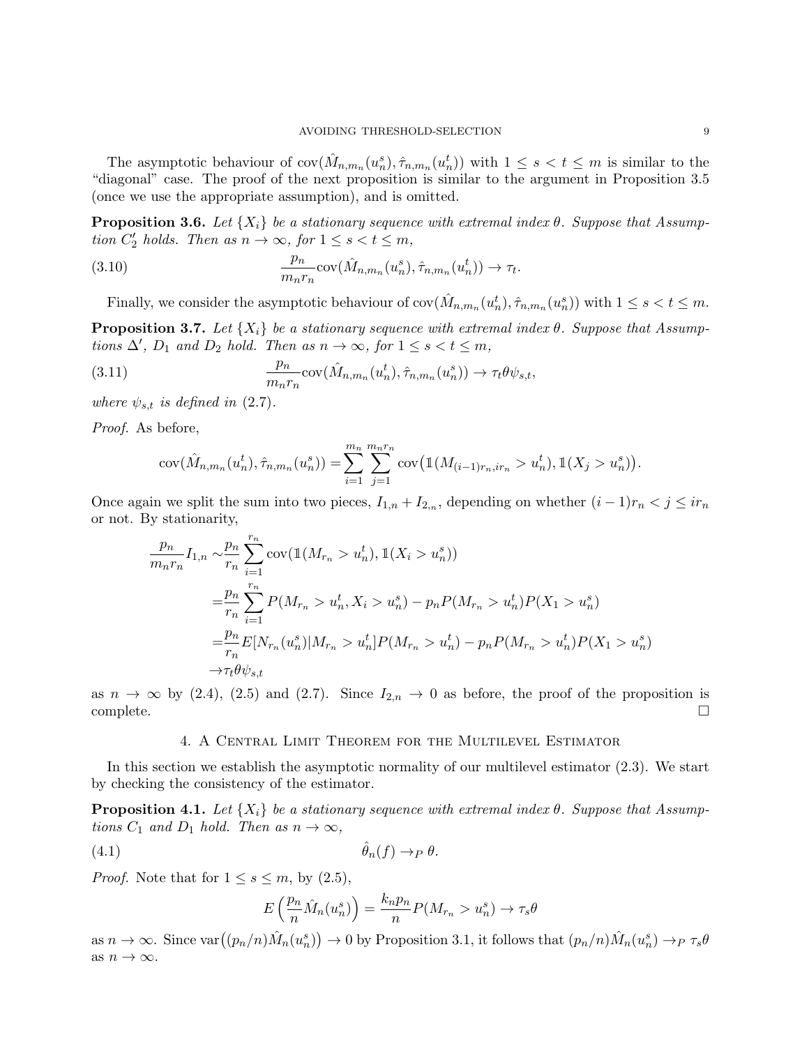The asymptotic behaviour of $\text{cov}(\hat{M}_{n,m_n}(u_n^s), \hat{\tau}_{n,m_n}(u_n^t))$ with $1 \le s < t \le m$ is similar to the "diagonal" case. The proof of the next proposition is similar to the argument in Proposition 3.5 (once we use the appropriate assumption), and is omitted.

**Proposition 3.6.** *Let $\{X_i\}$ be a stationary sequence with extremal index $\theta$. Suppose that Assumption $C_2'$ holds. Then as $n \to \infty$, for $1 \le s < t \le m$,*

$$\frac{p_n}{m_n r_n}\text{cov}(\hat{M}_{n,m_n}(u_n^s), \hat{\tau}_{n,m_n}(u_n^t)) \to \tau_t. \tag{3.10}$$

Finally, we consider the asymptotic behaviour of $\text{cov}(\hat{M}_{n,m_n}(u_n^t), \hat{\tau}_{n,m_n}(u_n^s))$ with $1 \le s < t \le m$.

**Proposition 3.7.** *Let $\{X_i\}$ be a stationary sequence with extremal index $\theta$. Suppose that Assumptions $\Delta'$, $D_1$ and $D_2$ hold. Then as $n \to \infty$, for $1 \le s < t \le m$,*

$$\frac{p_n}{m_n r_n}\text{cov}(\hat{M}_{n,m_n}(u_n^t), \hat{\tau}_{n,m_n}(u_n^s)) \to \tau_t \theta \psi_{s,t}, \tag{3.11}$$

*where $\psi_{s,t}$ is defined in (2.7).*

*Proof.* As before,

$$\text{cov}(\hat{M}_{n,m_n}(u_n^t), \hat{\tau}_{n,m_n}(u_n^s)) = \sum_{i=1}^{m_n}\sum_{j=1}^{m_n r_n} \text{cov}\big(\mathbb{1}(M_{(i-1)r_n, ir_n} > u_n^t), \mathbb{1}(X_j > u_n^s)\big).$$

Once again we split the sum into two pieces, $I_{1,n} + I_{2,n}$, depending on whether $(i-1)r_n < j \le ir_n$ or not. By stationarity,

$$\begin{aligned}
\frac{p_n}{m_n r_n} I_{1,n} \sim & \frac{p_n}{r_n}\sum_{i=1}^{r_n} \text{cov}(\mathbb{1}(M_{r_n} > u_n^t), \mathbb{1}(X_i > u_n^s)) \\
= & \frac{p_n}{r_n}\sum_{i=1}^{r_n} P(M_{r_n} > u_n^t, X_i > u_n^s) - p_n P(M_{r_n} > u_n^t) P(X_1 > u_n^s) \\
= & \frac{p_n}{r_n} E[N_{r_n}(u_n^s) | M_{r_n} > u_n^t] P(M_{r_n} > u_n^t) - p_n P(M_{r_n} > u_n^t) P(X_1 > u_n^s) \\
\to & \tau_t \theta \psi_{s,t}
\end{aligned}$$

as $n \to \infty$ by (2.4), (2.5) and (2.7). Since $I_{2,n} \to 0$ as before, the proof of the proposition is complete. $\square$

## 4. A Central Limit Theorem for the Multilevel Estimator

In this section we establish the asymptotic normality of our multilevel estimator (2.3). We start by checking the consistency of the estimator.

**Proposition 4.1.** *Let $\{X_i\}$ be a stationary sequence with extremal index $\theta$. Suppose that Assumptions $C_1$ and $D_1$ hold. Then as $n \to \infty$,*

$$\hat{\theta}_n(f) \to_P \theta. \tag{4.1}$$

*Proof.* Note that for $1 \le s \le m$, by (2.5),

$$E\Big(\frac{p_n}{n}\hat{M}_n(u_n^s)\Big) = \frac{k_n p_n}{n} P(M_{r_n} > u_n^s) \to \tau_s \theta$$

as $n \to \infty$. Since $\text{var}\big((p_n/n)\hat{M}_n(u_n^s)\big) \to 0$ by Proposition 3.1, it follows that $(p_n/n)\hat{M}_n(u_n^s) \to_P \tau_s \theta$ as $n \to \infty$.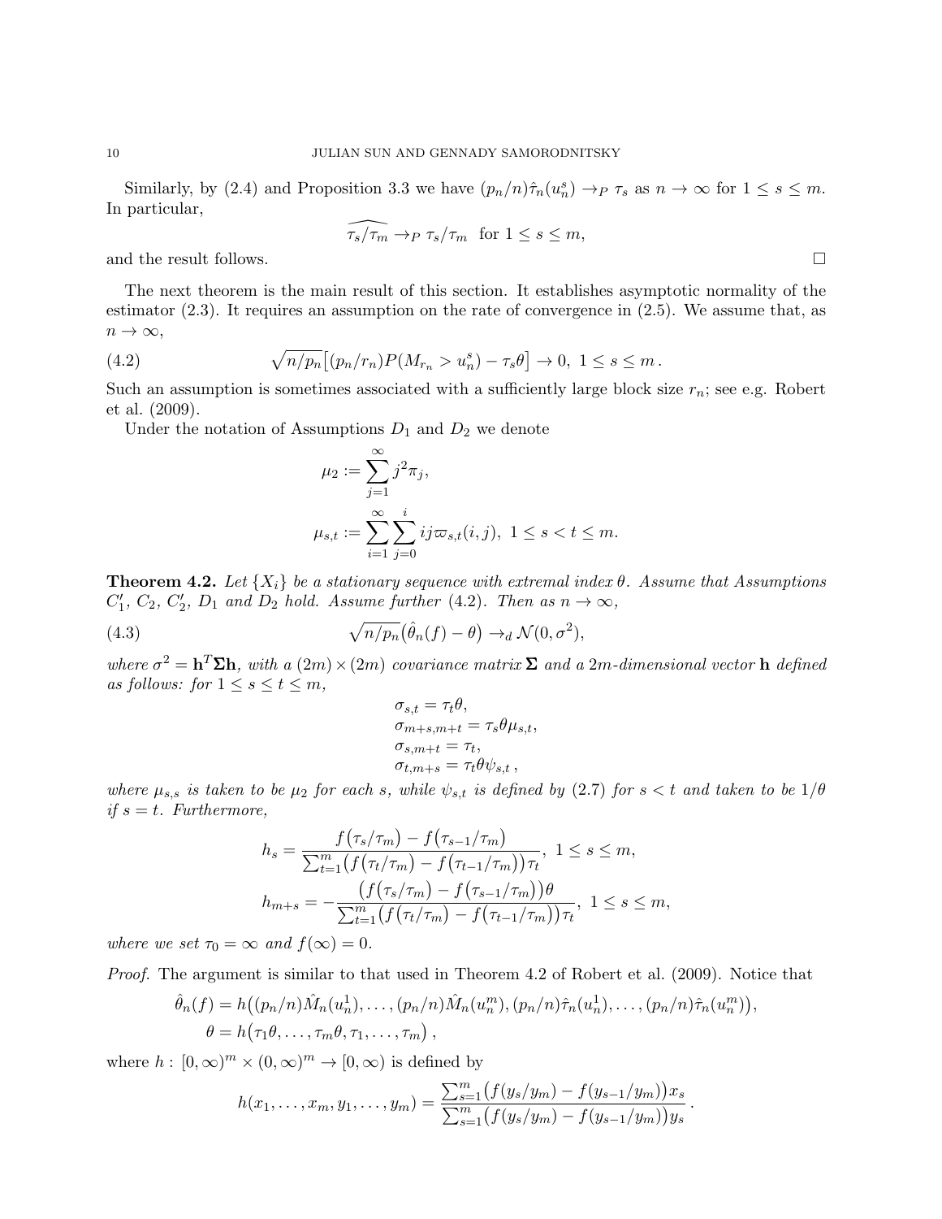Similarly, by (2.4) and Proposition 3.3 we have $(p_n/n)\hat{\tau}_n(u_n^s) \to_P \tau_s$ as $n \to \infty$ for $1 \le s \le m$. In particular,

$$\widehat{\tau_s/\tau_m} \to_P \tau_s/\tau_m \quad \text{for } 1 \le s \le m,$$

and the result follows. □

The next theorem is the main result of this section. It establishes asymptotic normality of the estimator (2.3). It requires an assumption on the rate of convergence in (2.5). We assume that, as $n \to \infty$,

$$\sqrt{n/p_n}\big[(p_n/r_n)P(M_{r_n} > u_n^s) - \tau_s\theta\big] \to 0,\ 1 \le s \le m\,. \tag{4.2}$$

Such an assumption is sometimes associated with a sufficiently large block size $r_n$; see e.g. Robert et al. (2009).

Under the notation of Assumptions $D_1$ and $D_2$ we denote

$$\mu_2 := \sum_{j=1}^{\infty} j^2\pi_j,$$

$$\mu_{s,t} := \sum_{i=1}^{\infty}\sum_{j=0}^{i} ij\varpi_{s,t}(i,j),\ 1 \le s < t \le m.$$

**Theorem 4.2.** *Let $\{X_i\}$ be a stationary sequence with extremal index $\theta$. Assume that Assumptions $C_1'$, $C_2$, $C_2'$, $D_1$ and $D_2$ hold. Assume further (4.2). Then as $n \to \infty$,*

$$\sqrt{n/p_n}\big(\hat{\theta}_n(f) - \theta\big) \to_d \mathcal{N}(0, \sigma^2), \tag{4.3}$$

*where $\sigma^2 = \mathbf{h}^T\boldsymbol{\Sigma}\mathbf{h}$, with a $(2m)\times(2m)$ covariance matrix $\boldsymbol{\Sigma}$ and a $2m$-dimensional vector $\mathbf{h}$ defined as follows: for $1 \le s \le t \le m$,*

$$\sigma_{s,t} = \tau_t\theta,$$
$$\sigma_{m+s,m+t} = \tau_s\theta\mu_{s,t},$$
$$\sigma_{s,m+t} = \tau_t,$$
$$\sigma_{t,m+s} = \tau_t\theta\psi_{s,t}\,,$$

*where $\mu_{s,s}$ is taken to be $\mu_2$ for each $s$, while $\psi_{s,t}$ is defined by (2.7) for $s < t$ and taken to be $1/\theta$ if $s = t$. Furthermore,*

$$h_s = \frac{f\big(\tau_s/\tau_m\big) - f\big(\tau_{s-1}/\tau_m\big)}{\sum_{t=1}^{m}\big(f\big(\tau_t/\tau_m\big) - f\big(\tau_{t-1}/\tau_m\big)\big)\tau_t},\ 1 \le s \le m,$$

$$h_{m+s} = -\frac{\big(f\big(\tau_s/\tau_m\big) - f\big(\tau_{s-1}/\tau_m\big)\big)\theta}{\sum_{t=1}^{m}\big(f\big(\tau_t/\tau_m\big) - f\big(\tau_{t-1}/\tau_m\big)\big)\tau_t},\ 1 \le s \le m,$$

*where we set $\tau_0 = \infty$ and $f(\infty) = 0$.*

*Proof.* The argument is similar to that used in Theorem 4.2 of Robert et al. (2009). Notice that

$$\hat{\theta}_n(f) = h\big((p_n/n)\hat{M}_n(u_n^1), \ldots, (p_n/n)\hat{M}_n(u_n^m), (p_n/n)\hat{\tau}_n(u_n^1), \ldots, (p_n/n)\hat{\tau}_n(u_n^m)\big),$$
$$\theta = h\big(\tau_1\theta, \ldots, \tau_m\theta, \tau_1, \ldots, \tau_m\big)\,,$$

where $h : [0,\infty)^m \times (0,\infty)^m \to [0,\infty)$ is defined by

$$h(x_1, \ldots, x_m, y_1, \ldots, y_m) = \frac{\sum_{s=1}^{m}\big(f(y_s/y_m) - f(y_{s-1}/y_m)\big)x_s}{\sum_{s=1}^{m}\big(f(y_s/y_m) - f(y_{s-1}/y_m)\big)y_s}\,.$$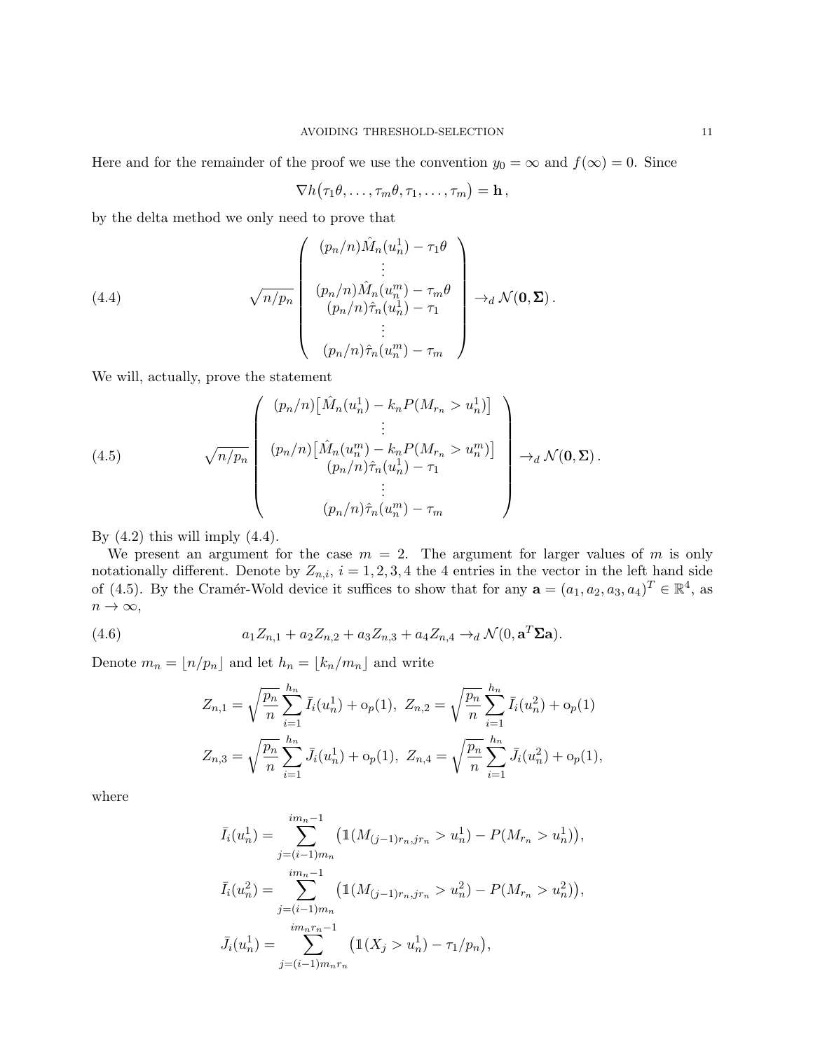Here and for the remainder of the proof we use the convention $y_0 = \infty$ and $f(\infty) = 0$. Since

$$\nabla h\big(\tau_1\theta, \ldots, \tau_m\theta, \tau_1, \ldots, \tau_m\big) = \mathbf{h}\,,$$

by the delta method we only need to prove that

$$\sqrt{n/p_n}\begin{pmatrix} (p_n/n)\hat{M}_n(u_n^1) - \tau_1\theta \\ \vdots \\ (p_n/n)\hat{M}_n(u_n^m) - \tau_m\theta \\ (p_n/n)\hat{\tau}_n(u_n^1) - \tau_1 \\ \vdots \\ (p_n/n)\hat{\tau}_n(u_n^m) - \tau_m \end{pmatrix} \rightarrow_d \mathcal{N}(\mathbf{0}, \mathbf{\Sigma})\,. \tag{4.4}$$

We will, actually, prove the statement

$$\sqrt{n/p_n}\begin{pmatrix} (p_n/n)\big[\hat{M}_n(u_n^1) - k_n P(M_{r_n} > u_n^1)\big] \\ \vdots \\ (p_n/n)\big[\hat{M}_n(u_n^m) - k_n P(M_{r_n} > u_n^m)\big] \\ (p_n/n)\hat{\tau}_n(u_n^1) - \tau_1 \\ \vdots \\ (p_n/n)\hat{\tau}_n(u_n^m) - \tau_m \end{pmatrix} \rightarrow_d \mathcal{N}(\mathbf{0}, \mathbf{\Sigma})\,. \tag{4.5}$$

By (4.2) this will imply (4.4).

We present an argument for the case $m = 2$. The argument for larger values of $m$ is only notationally different. Denote by $Z_{n,i}$, $i = 1, 2, 3, 4$ the 4 entries in the vector in the left hand side of (4.5). By the Cramér-Wold device it suffices to show that for any $\mathbf{a} = (a_1, a_2, a_3, a_4)^T \in \mathbb{R}^4$, as $n \to \infty$,

$$a_1 Z_{n,1} + a_2 Z_{n,2} + a_3 Z_{n,3} + a_4 Z_{n,4} \rightarrow_d \mathcal{N}(0, \mathbf{a}^T\mathbf{\Sigma}\mathbf{a}). \tag{4.6}$$

Denote $m_n = \lfloor n/p_n \rfloor$ and let $h_n = \lfloor k_n/m_n \rfloor$ and write

$$Z_{n,1} = \sqrt{\frac{p_n}{n}}\sum_{i=1}^{h_n} \bar{I}_i(u_n^1) + \mathrm{o}_p(1),\ \ Z_{n,2} = \sqrt{\frac{p_n}{n}}\sum_{i=1}^{h_n} \bar{I}_i(u_n^2) + \mathrm{o}_p(1)$$

$$Z_{n,3} = \sqrt{\frac{p_n}{n}}\sum_{i=1}^{h_n} \bar{J}_i(u_n^1) + \mathrm{o}_p(1),\ \ Z_{n,4} = \sqrt{\frac{p_n}{n}}\sum_{i=1}^{h_n} \bar{J}_i(u_n^2) + \mathrm{o}_p(1),$$

where

$$\bar{I}_i(u_n^1) = \sum_{j=(i-1)m_n}^{im_n - 1}\big(\mathbb{1}(M_{(j-1)r_n, jr_n} > u_n^1) - P(M_{r_n} > u_n^1)\big),$$

$$\bar{I}_i(u_n^2) = \sum_{j=(i-1)m_n}^{im_n - 1}\big(\mathbb{1}(M_{(j-1)r_n, jr_n} > u_n^2) - P(M_{r_n} > u_n^2)\big),$$

$$\bar{J}_i(u_n^1) = \sum_{j=(i-1)m_n r_n}^{im_n r_n - 1}\big(\mathbb{1}(X_j > u_n^1) - \tau_1/p_n\big),$$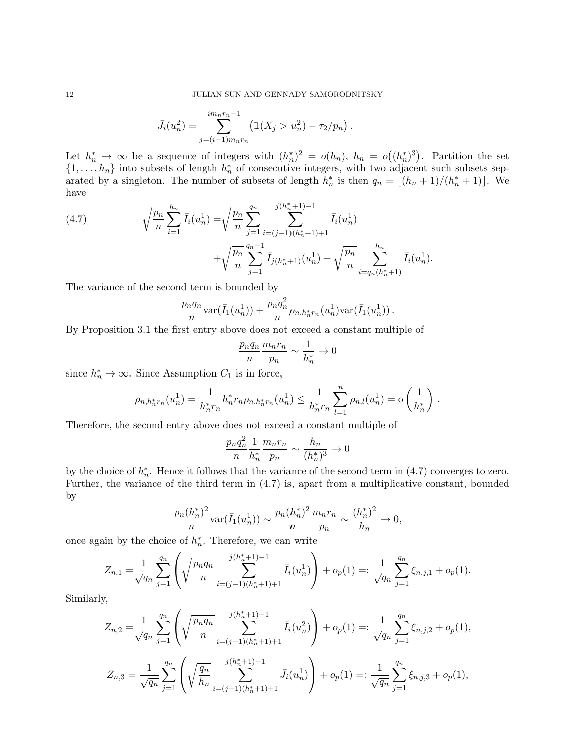$$\bar{J}_i(u_n^2) = \sum_{j=(i-1)m_n r_n}^{i m_n r_n - 1} \left( \mathbb{1}(X_j > u_n^2) - \tau_2/p_n \right).$$

Let $h_n^* \to \infty$ be a sequence of integers with $(h_n^*)^2 = o(h_n)$, $h_n = o\big((h_n^*)^3\big)$. Partition the set $\{1, \ldots, h_n\}$ into subsets of length $h_n^*$ of consecutive integers, with two adjacent such subsets separated by a singleton. The number of subsets of length $h_n^*$ is then $q_n = \lfloor (h_n+1)/(h_n^*+1) \rfloor$. We have

$$\begin{aligned}
(4.7) \qquad \sqrt{\frac{p_n}{n}} \sum_{i=1}^{h_n} \bar{I}_i(u_n^1) =& \sqrt{\frac{p_n}{n}} \sum_{j=1}^{q_n} \sum_{i=(j-1)(h_n^*+1)+1}^{j(h_n^*+1)-1} \bar{I}_i(u_n^1) \\
&+ \sqrt{\frac{p_n}{n}} \sum_{j=1}^{q_n - 1} \bar{I}_{j(h_n^*+1)}(u_n^1) + \sqrt{\frac{p_n}{n}} \sum_{i=q_n(h_n^*+1)}^{h_n} \bar{I}_i(u_n^1).
\end{aligned}$$

The variance of the second term is bounded by

$$\frac{p_n q_n}{n} \mathrm{var}(\bar{I}_1(u_n^1)) + \frac{p_n q_n^2}{n} \rho_{n, h_n^* r_n}(u_n^1) \mathrm{var}(\bar{I}_1(u_n^1)).$$

By Proposition 3.1 the first entry above does not exceed a constant multiple of

$$\frac{p_n q_n}{n} \frac{m_n r_n}{p_n} \sim \frac{1}{h_n^*} \to 0$$

since $h_n^* \to \infty$. Since Assumption $C_1$ is in force,

$$\rho_{n, h_n^* r_n}(u_n^1) = \frac{1}{h_n^* r_n} h_n^* r_n \rho_{n, h_n^* r_n}(u_n^1) \le \frac{1}{h_n^* r_n} \sum_{l=1}^{n} \rho_{n,l}(u_n^1) = \mathrm{o}\left(\frac{1}{h_n^*}\right).$$

Therefore, the second entry above does not exceed a constant multiple of

$$\frac{p_n q_n^2}{n} \frac{1}{h_n^*} \frac{m_n r_n}{p_n} \sim \frac{h_n}{(h_n^*)^3} \to 0$$

by the choice of $h_n^*$. Hence it follows that the variance of the second term in (4.7) converges to zero. Further, the variance of the third term in (4.7) is, apart from a multiplicative constant, bounded by

$$\frac{p_n (h_n^*)^2}{n} \mathrm{var}(\bar{I}_1(u_n^1)) \sim \frac{p_n (h_n^*)^2}{n} \frac{m_n r_n}{p_n} \sim \frac{(h_n^*)^2}{h_n} \to 0,$$

once again by the choice of $h_n^*$. Therefore, we can write

$$Z_{n,1} = \frac{1}{\sqrt{q_n}} \sum_{j=1}^{q_n} \left( \sqrt{\frac{p_n q_n}{n}} \sum_{i=(j-1)(h_n^*+1)+1}^{j(h_n^*+1)-1} \bar{I}_i(u_n^1) \right) + o_p(1) =: \frac{1}{\sqrt{q_n}} \sum_{j=1}^{q_n} \xi_{n,j,1} + o_p(1).$$

Similarly,

$$Z_{n,2} = \frac{1}{\sqrt{q_n}} \sum_{j=1}^{q_n} \left( \sqrt{\frac{p_n q_n}{n}} \sum_{i=(j-1)(h_n^*+1)+1}^{j(h_n^*+1)-1} \bar{I}_i(u_n^2) \right) + o_p(1) =: \frac{1}{\sqrt{q_n}} \sum_{j=1}^{q_n} \xi_{n,j,2} + o_p(1),$$

$$Z_{n,3} = \frac{1}{\sqrt{q_n}} \sum_{j=1}^{q_n} \left( \sqrt{\frac{q_n}{h_n}} \sum_{i=(j-1)(h_n^*+1)+1}^{j(h_n^*+1)-1} \bar{J}_i(u_n^1) \right) + o_p(1) =: \frac{1}{\sqrt{q_n}} \sum_{j=1}^{q_n} \xi_{n,j,3} + o_p(1),$$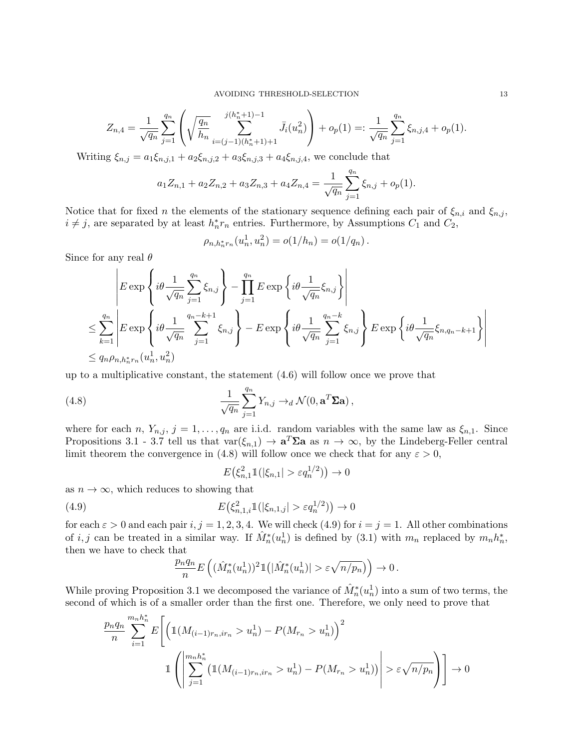$$Z_{n,4} = \frac{1}{\sqrt{q_n}} \sum_{j=1}^{q_n} \left( \sqrt{\frac{q_n}{h_n}} \sum_{i=(j-1)(h_n^*+1)+1}^{j(h_n^*+1)-1} \bar{J}_i(u_n^2) \right) + o_p(1) =: \frac{1}{\sqrt{q_n}} \sum_{j=1}^{q_n} \xi_{n,j,4} + o_p(1).$$

Writing $\xi_{n,j} = a_1 \xi_{n,j,1} + a_2 \xi_{n,j,2} + a_3 \xi_{n,j,3} + a_4 \xi_{n,j,4}$, we conclude that

$$a_1 Z_{n,1} + a_2 Z_{n,2} + a_3 Z_{n,3} + a_4 Z_{n,4} = \frac{1}{\sqrt{q_n}} \sum_{j=1}^{q_n} \xi_{n,j} + o_p(1).$$

Notice that for fixed $n$ the elements of the stationary sequence defining each pair of $\xi_{n,i}$ and $\xi_{n,j}$, $i \neq j$, are separated by at least $h_n^* r_n$ entries. Furthermore, by Assumptions $C_1$ and $C_2$,

$$\rho_{n,h_n^* r_n}(u_n^1, u_n^2) = o(1/h_n) = o(1/q_n).$$

Since for any real $\theta$

$$\begin{aligned}
&\left| E \exp\left\{ i\theta \frac{1}{\sqrt{q_n}} \sum_{j=1}^{q_n} \xi_{n,j} \right\} - \prod_{j=1}^{q_n} E \exp\left\{ i\theta \frac{1}{\sqrt{q_n}} \xi_{n,j} \right\} \right| \\
&\leq \sum_{k=1}^{q_n} \left| E \exp\left\{ i\theta \frac{1}{\sqrt{q_n}} \sum_{j=1}^{q_n-k+1} \xi_{n,j} \right\} - E \exp\left\{ i\theta \frac{1}{\sqrt{q_n}} \sum_{j=1}^{q_n-k} \xi_{n,j} \right\} E \exp\left\{ i\theta \frac{1}{\sqrt{q_n}} \xi_{n,q_n-k+1} \right\} \right| \\
&\leq q_n \rho_{n,h_n^* r_n}(u_n^1, u_n^2)
\end{aligned}$$

up to a multiplicative constant, the statement (4.6) will follow once we prove that

$$\frac{1}{\sqrt{q_n}} \sum_{j=1}^{q_n} Y_{n,j} \to_d \mathcal{N}(0, \mathbf{a}^T \mathbf{\Sigma} \mathbf{a}), \tag{4.8}$$

where for each $n$, $Y_{n,j}$, $j = 1, \ldots, q_n$ are i.i.d. random variables with the same law as $\xi_{n,1}$. Since Propositions 3.1 - 3.7 tell us that $\mathrm{var}(\xi_{n,1}) \to \mathbf{a}^T \mathbf{\Sigma} \mathbf{a}$ as $n \to \infty$, by the Lindeberg-Feller central limit theorem the convergence in (4.8) will follow once we check that for any $\varepsilon > 0$,

$$E\big(\xi_{n,1}^2 \mathbb{1}(|\xi_{n,1}| > \varepsilon q_n^{1/2})\big) \to 0$$

as $n \to \infty$, which reduces to showing that

$$E\big(\xi_{n,1,i}^2 \mathbb{1}(|\xi_{n,1,j}| > \varepsilon q_n^{1/2})\big) \to 0 \tag{4.9}$$

for each $\varepsilon > 0$ and each pair $i, j = 1, 2, 3, 4$. We will check (4.9) for $i = j = 1$. All other combinations of $i, j$ can be treated in a similar way. If $\hat{M}_n^*(u_n^1)$ is defined by (3.1) with $m_n$ replaced by $m_n h_n^*$, then we have to check that

$$\frac{p_n q_n}{n} E\left( (\hat{M}_n^*(u_n^1))^2 \mathbb{1}\big(|\hat{M}_n^*(u_n^1)| > \varepsilon \sqrt{n/p_n}\big) \right) \to 0.$$

While proving Proposition 3.1 we decomposed the variance of $\hat{M}_n^*(u_n^1)$ into a sum of two terms, the second of which is of a smaller order than the first one. Therefore, we only need to prove that

$$\begin{aligned}
\frac{p_n q_n}{n} \sum_{i=1}^{m_n h_n^*} E\Bigg[ &\Big( \mathbb{1}(M_{(i-1)r_n, ir_n} > u_n^1) - P(M_{r_n} > u_n^1) \Big)^2 \\
&\mathbb{1}\left( \left| \sum_{j=1}^{m_n h_n^*} \big( \mathbb{1}(M_{(i-1)r_n, ir_n} > u_n^1) - P(M_{r_n} > u_n^1) \big) \right| > \varepsilon \sqrt{n/p_n} \right) \Bigg] \to 0
\end{aligned}$$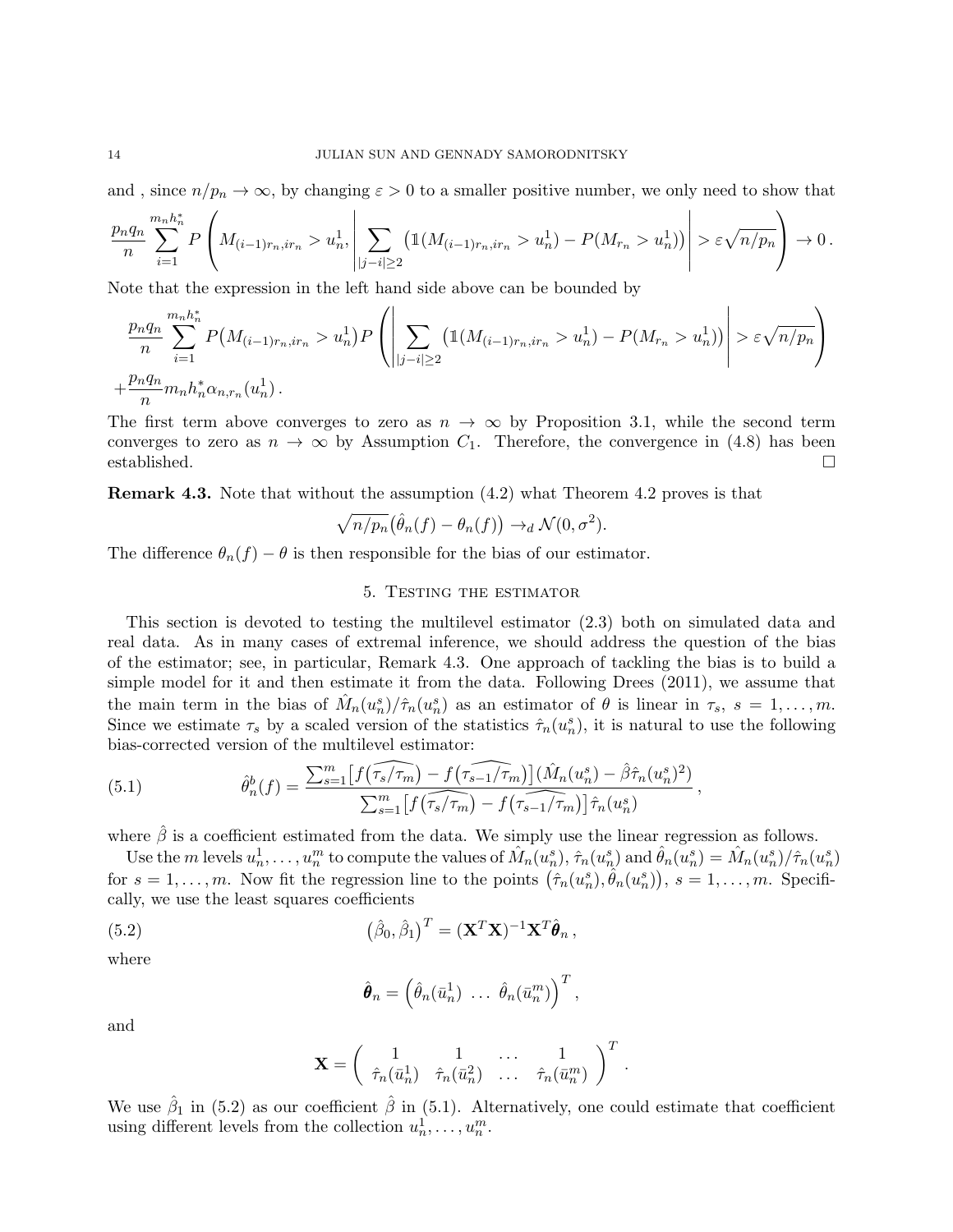and , since $n/p_n \to \infty$, by changing $\varepsilon > 0$ to a smaller positive number, we only need to show that

$$\frac{p_n q_n}{n} \sum_{i=1}^{m_n h_n^*} P\left( M_{(i-1)r_n, ir_n} > u_n^1, \left| \sum_{|j-i|\geq 2} \left( \mathbb{1}(M_{(i-1)r_n, ir_n} > u_n^1) - P(M_{r_n} > u_n^1) \right) \right| > \varepsilon\sqrt{n/p_n} \right) \to 0 \,.$$

Note that the expression in the left hand side above can be bounded by

$$\frac{p_n q_n}{n} \sum_{i=1}^{m_n h_n^*} P\big(M_{(i-1)r_n, ir_n} > u_n^1\big) P\left( \left| \sum_{|j-i|\geq 2} \left( \mathbb{1}(M_{(i-1)r_n, ir_n} > u_n^1) - P(M_{r_n} > u_n^1) \right) \right| > \varepsilon\sqrt{n/p_n} \right)$$
$$+ \frac{p_n q_n}{n} m_n h_n^* \alpha_{n, r_n}(u_n^1) \,.$$

The first term above converges to zero as $n \to \infty$ by Proposition 3.1, while the second term converges to zero as $n \to \infty$ by Assumption $C_1$. Therefore, the convergence in (4.8) has been established. $\square$

**Remark 4.3.** Note that without the assumption (4.2) what Theorem 4.2 proves is that

$$\sqrt{n/p_n}\big(\hat{\theta}_n(f) - \theta_n(f)\big) \to_d \mathcal{N}(0, \sigma^2).$$

The difference $\theta_n(f) - \theta$ is then responsible for the bias of our estimator.

## 5. Testing the estimator

This section is devoted to testing the multilevel estimator (2.3) both on simulated data and real data. As in many cases of extremal inference, we should address the question of the bias of the estimator; see, in particular, Remark 4.3. One approach of tackling the bias is to build a simple model for it and then estimate it from the data. Following Drees (2011), we assume that the main term in the bias of $\hat{M}_n(u_n^s)/\hat{\tau}_n(u_n^s)$ as an estimator of $\theta$ is linear in $\tau_s$, $s = 1, \ldots, m$. Since we estimate $\tau_s$ by a scaled version of the statistics $\hat{\tau}_n(u_n^s)$, it is natural to use the following bias-corrected version of the multilevel estimator:

$$\hat{\theta}_n^b(f) = \frac{\sum_{s=1}^m \big[ f\big(\widehat{\tau_s/\tau_m}\big) - f\big(\widehat{\tau_{s-1}/\tau_m}\big) \big] \big(\hat{M}_n(u_n^s) - \hat{\beta}\hat{\tau}_n(u_n^s)^2\big)}{\sum_{s=1}^m \big[ f\big(\widehat{\tau_s/\tau_m}\big) - f\big(\widehat{\tau_{s-1}/\tau_m}\big) \big] \hat{\tau}_n(u_n^s)} \,, \tag{5.1}$$

where $\hat{\beta}$ is a coefficient estimated from the data. We simply use the linear regression as follows.

Use the $m$ levels $u_n^1, \ldots, u_n^m$ to compute the values of $\hat{M}_n(u_n^s)$, $\hat{\tau}_n(u_n^s)$ and $\hat{\theta}_n(u_n^s) = \hat{M}_n(u_n^s)/\hat{\tau}_n(u_n^s)$ for $s = 1, \ldots, m$. Now fit the regression line to the points $\big(\hat{\tau}_n(u_n^s), \hat{\theta}_n(u_n^s)\big)$, $s = 1, \ldots, m$. Specifically, we use the least squares coefficients

$$\big(\hat{\beta}_0, \hat{\beta}_1\big)^T = (\mathbf{X}^T\mathbf{X})^{-1}\mathbf{X}^T\hat{\boldsymbol{\theta}}_n \,, \tag{5.2}$$

where

$$\hat{\boldsymbol{\theta}}_n = \Big( \hat{\theta}_n(\bar{u}_n^1) \ \ldots \ \hat{\theta}_n(\bar{u}_n^m) \Big)^T ,$$

and

$$\mathbf{X} = \begin{pmatrix} 1 & 1 & \ldots & 1 \\ \hat{\tau}_n(\bar{u}_n^1) & \hat{\tau}_n(\bar{u}_n^2) & \ldots & \hat{\tau}_n(\bar{u}_n^m) \end{pmatrix}^T .$$

We use $\hat{\beta}_1$ in (5.2) as our coefficient $\hat{\beta}$ in (5.1). Alternatively, one could estimate that coefficient using different levels from the collection $u_n^1, \ldots, u_n^m$.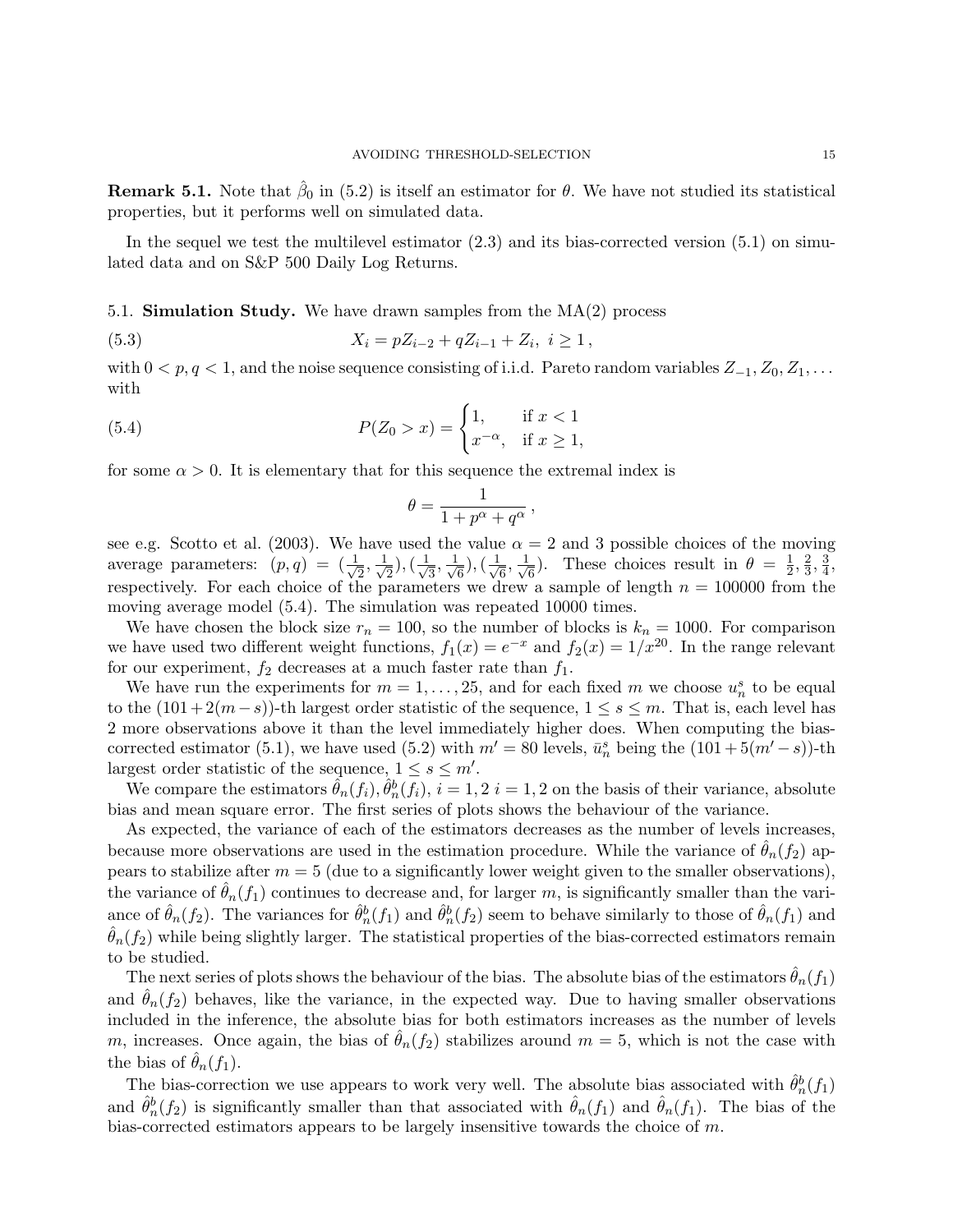**Remark 5.1.** Note that $\hat{\beta}_0$ in (5.2) is itself an estimator for $\theta$. We have not studied its statistical properties, but it performs well on simulated data.

In the sequel we test the multilevel estimator (2.3) and its bias-corrected version (5.1) on simulated data and on S&P 500 Daily Log Returns.

5.1. **Simulation Study.** We have drawn samples from the MA(2) process

$$X_i = pZ_{i-2} + qZ_{i-1} + Z_i, \; i \geq 1\,, \tag{5.3}$$

with $0 < p, q < 1$, and the noise sequence consisting of i.i.d. Pareto random variables $Z_{-1}, Z_0, Z_1, \ldots$ with

$$P(Z_0 > x) = \begin{cases} 1, & \text{if } x < 1 \\ x^{-\alpha}, & \text{if } x \geq 1, \end{cases} \tag{5.4}$$

for some $\alpha > 0$. It is elementary that for this sequence the extremal index is

$$\theta = \frac{1}{1 + p^\alpha + q^\alpha}\,,$$

see e.g. Scotto et al. (2003). We have used the value $\alpha = 2$ and 3 possible choices of the moving average parameters: $(p, q) = (\frac{1}{\sqrt{2}}, \frac{1}{\sqrt{2}}), (\frac{1}{\sqrt{3}}, \frac{1}{\sqrt{6}}), (\frac{1}{\sqrt{6}}, \frac{1}{\sqrt{6}})$. These choices result in $\theta = \frac{1}{2}, \frac{2}{3}, \frac{3}{4}$, respectively. For each choice of the parameters we drew a sample of length $n = 100000$ from the moving average model (5.4). The simulation was repeated 10000 times.

We have chosen the block size $r_n = 100$, so the number of blocks is $k_n = 1000$. For comparison we have used two different weight functions, $f_1(x) = e^{-x}$ and $f_2(x) = 1/x^{20}$. In the range relevant for our experiment, $f_2$ decreases at a much faster rate than $f_1$.

We have run the experiments for $m = 1, \ldots, 25$, and for each fixed $m$ we choose $u_n^s$ to be equal to the $(101 + 2(m - s))$-th largest order statistic of the sequence, $1 \leq s \leq m$. That is, each level has 2 more observations above it than the level immediately higher does. When computing the bias-corrected estimator (5.1), we have used (5.2) with $m' = 80$ levels, $\bar{u}_n^s$ being the $(101 + 5(m' - s))$-th largest order statistic of the sequence, $1 \leq s \leq m'$.

We compare the estimators $\hat{\theta}_n(f_i), \hat{\theta}_n^b(f_i)$, $i = 1, 2$ $i = 1, 2$ on the basis of their variance, absolute bias and mean square error. The first series of plots shows the behaviour of the variance.

As expected, the variance of each of the estimators decreases as the number of levels increases, because more observations are used in the estimation procedure. While the variance of $\hat{\theta}_n(f_2)$ appears to stabilize after $m = 5$ (due to a significantly lower weight given to the smaller observations), the variance of $\hat{\theta}_n(f_1)$ continues to decrease and, for larger $m$, is significantly smaller than the variance of $\hat{\theta}_n(f_2)$. The variances for $\hat{\theta}_n^b(f_1)$ and $\hat{\theta}_n^b(f_2)$ seem to behave similarly to those of $\hat{\theta}_n(f_1)$ and $\hat{\theta}_n(f_2)$ while being slightly larger. The statistical properties of the bias-corrected estimators remain to be studied.

The next series of plots shows the behaviour of the bias. The absolute bias of the estimators $\hat{\theta}_n(f_1)$ and $\hat{\theta}_n(f_2)$ behaves, like the variance, in the expected way. Due to having smaller observations included in the inference, the absolute bias for both estimators increases as the number of levels $m$, increases. Once again, the bias of $\hat{\theta}_n(f_2)$ stabilizes around $m = 5$, which is not the case with the bias of $\hat{\theta}_n(f_1)$.

The bias-correction we use appears to work very well. The absolute bias associated with $\hat{\theta}_n^b(f_1)$ and $\hat{\theta}_n^b(f_2)$ is significantly smaller than that associated with $\hat{\theta}_n(f_1)$ and $\hat{\theta}_n(f_1)$. The bias of the bias-corrected estimators appears to be largely insensitive towards the choice of $m$.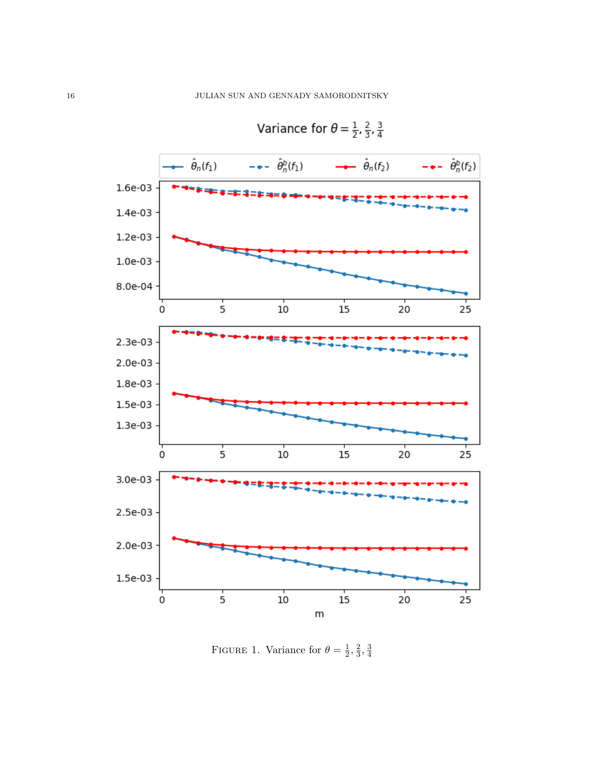FIGURE 1. Variance for $\theta = \frac{1}{2}, \frac{2}{3}, \frac{3}{4}$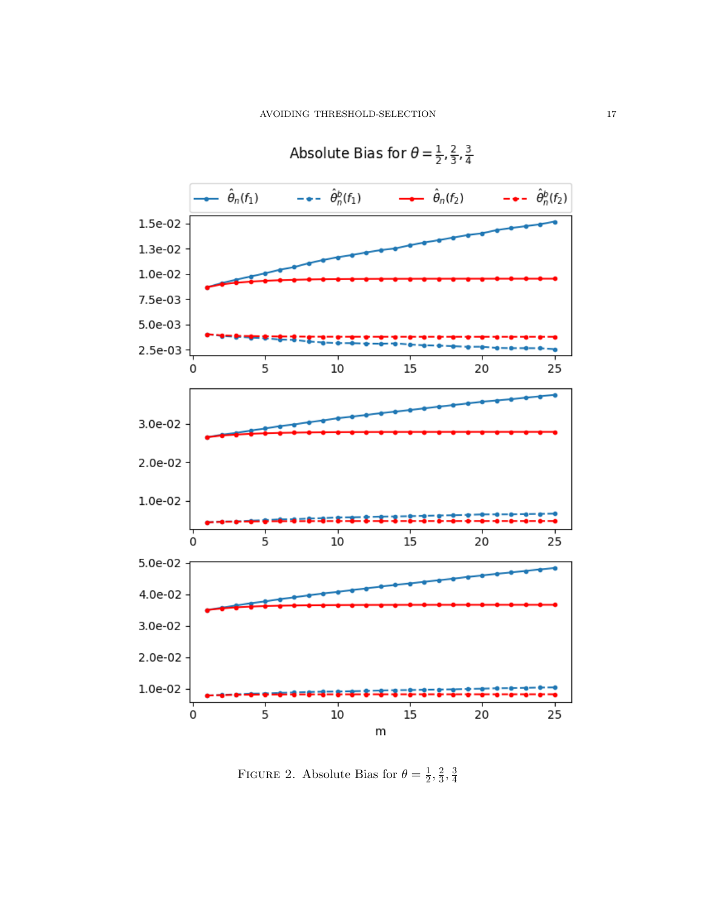FIGURE 2. Absolute Bias for $\theta = \frac{1}{2}, \frac{2}{3}, \frac{3}{4}$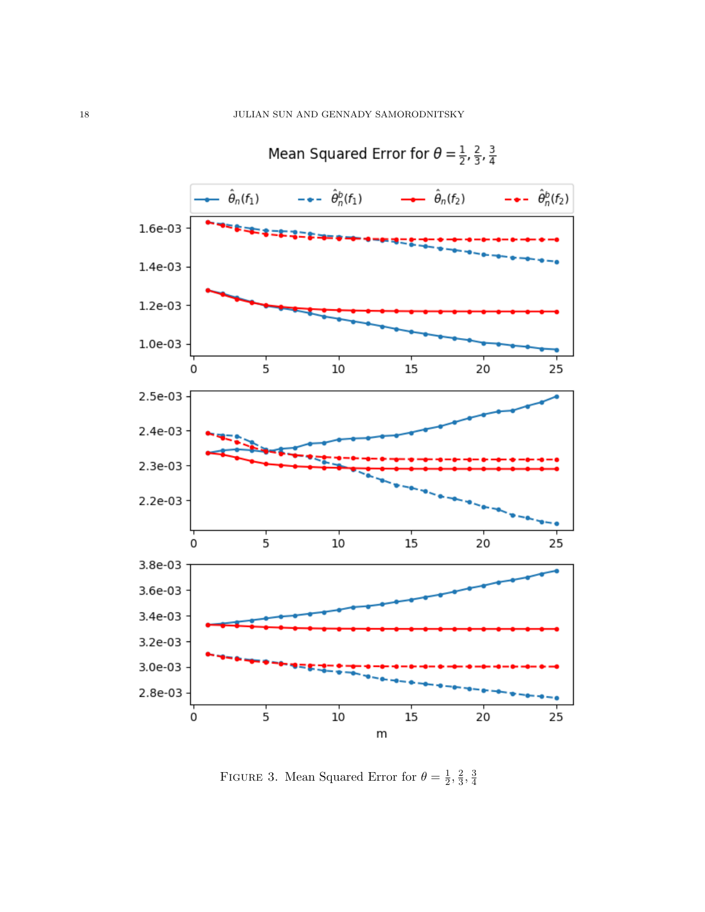FIGURE 3. Mean Squared Error for $\theta = \frac{1}{2}, \frac{2}{3}, \frac{3}{4}$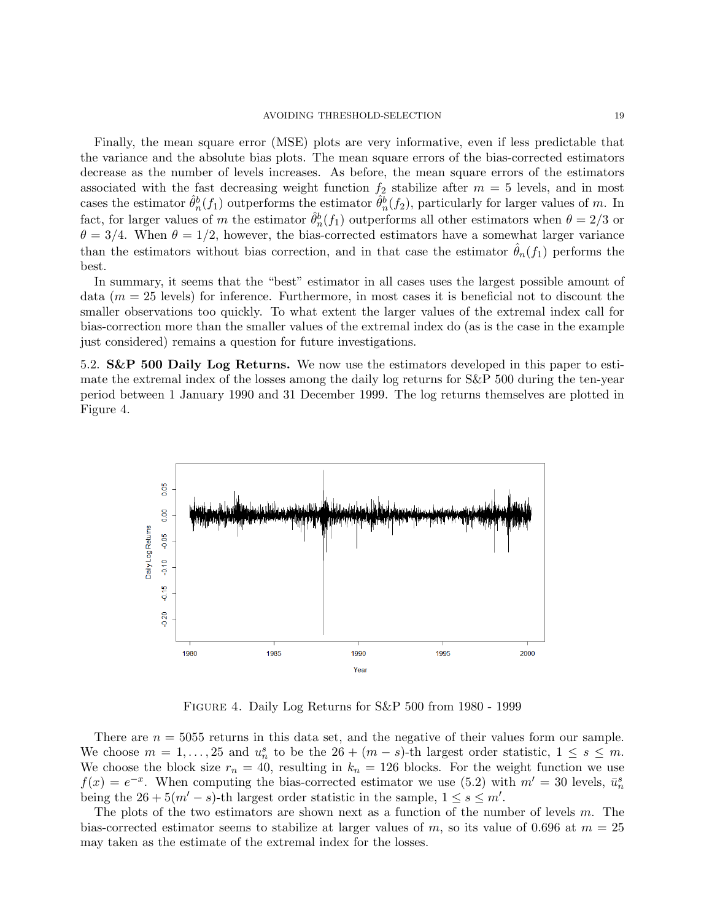Finally, the mean square error (MSE) plots are very informative, even if less predictable that the variance and the absolute bias plots. The mean square errors of the bias-corrected estimators decrease as the number of levels increases. As before, the mean square errors of the estimators associated with the fast decreasing weight function $f_2$ stabilize after $m = 5$ levels, and in most cases the estimator $\hat{\theta}_n^b(f_1)$ outperforms the estimator $\hat{\theta}_n^b(f_2)$, particularly for larger values of $m$. In fact, for larger values of $m$ the estimator $\hat{\theta}_n^b(f_1)$ outperforms all other estimators when $\theta = 2/3$ or $\theta = 3/4$. When $\theta = 1/2$, however, the bias-corrected estimators have a somewhat larger variance than the estimators without bias correction, and in that case the estimator $\hat{\theta}_n(f_1)$ performs the best.

In summary, it seems that the "best" estimator in all cases uses the largest possible amount of data ($m = 25$ levels) for inference. Furthermore, in most cases it is beneficial not to discount the smaller observations too quickly. To what extent the larger values of the extremal index call for bias-correction more than the smaller values of the extremal index do (as is the case in the example just considered) remains a question for future investigations.

**5.2. S&P 500 Daily Log Returns.** We now use the estimators developed in this paper to estimate the extremal index of the losses among the daily log returns for S&P 500 during the ten-year period between 1 January 1990 and 31 December 1999. The log returns themselves are plotted in Figure 4.

FIGURE 4. Daily Log Returns for S&P 500 from 1980 - 1999

There are $n = 5055$ returns in this data set, and the negative of their values form our sample. We choose $m = 1, \ldots, 25$ and $u_n^s$ to be the $26 + (m - s)$-th largest order statistic, $1 \leq s \leq m$. We choose the block size $r_n = 40$, resulting in $k_n = 126$ blocks. For the weight function we use $f(x) = e^{-x}$. When computing the bias-corrected estimator we use (5.2) with $m' = 30$ levels, $\bar{u}_n^s$ being the $26 + 5(m' - s)$-th largest order statistic in the sample, $1 \leq s \leq m'$.

The plots of the two estimators are shown next as a function of the number of levels $m$. The bias-corrected estimator seems to stabilize at larger values of $m$, so its value of 0.696 at $m = 25$ may taken as the estimate of the extremal index for the losses.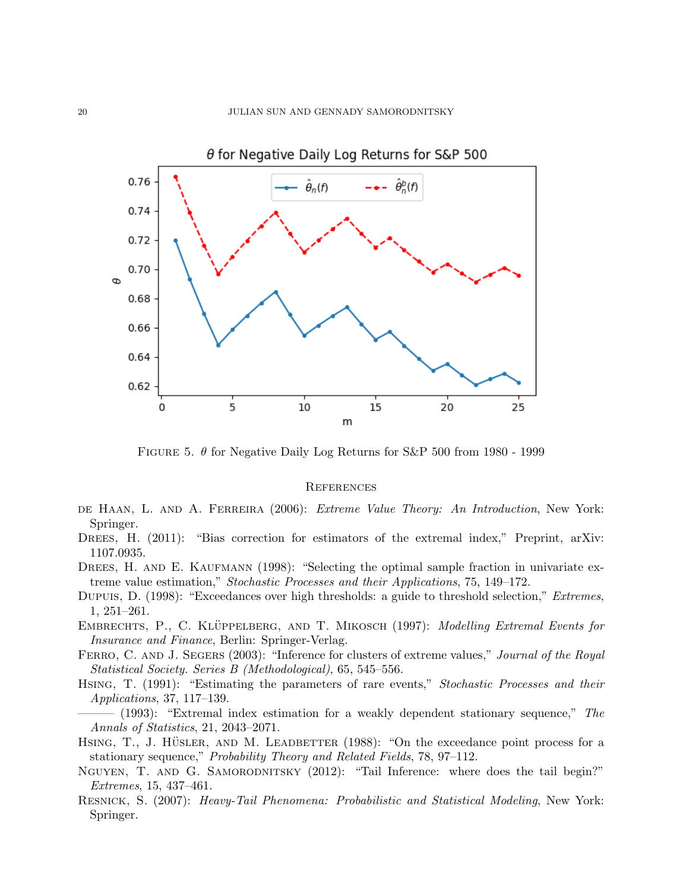Figure 5. $\theta$ for Negative Daily Log Returns for S&P 500 from 1980 - 1999

## References

de Haan, L. and A. Ferreira (2006): *Extreme Value Theory: An Introduction*, New York: Springer.

Drees, H. (2011): "Bias correction for estimators of the extremal index," Preprint, arXiv: 1107.0935.

Drees, H. and E. Kaufmann (1998): "Selecting the optimal sample fraction in univariate extreme value estimation," *Stochastic Processes and their Applications*, 75, 149–172.

Dupuis, D. (1998): "Exceedances over high thresholds: a guide to threshold selection," *Extremes*, 1, 251–261.

Embrechts, P., C. Klüppelberg, and T. Mikosch (1997): *Modelling Extremal Events for Insurance and Finance*, Berlin: Springer-Verlag.

Ferro, C. and J. Segers (2003): "Inference for clusters of extreme values," *Journal of the Royal Statistical Society. Series B (Methodological)*, 65, 545–556.

Hsing, T. (1991): "Estimating the parameters of rare events," *Stochastic Processes and their Applications*, 37, 117–139.

——— (1993): "Extremal index estimation for a weakly dependent stationary sequence," *The Annals of Statistics*, 21, 2043–2071.

Hsing, T., J. Hüsler, and M. Leadbetter (1988): "On the exceedance point process for a stationary sequence," *Probability Theory and Related Fields*, 78, 97–112.

Nguyen, T. and G. Samorodnitsky (2012): "Tail Inference: where does the tail begin?" *Extremes*, 15, 437–461.

Resnick, S. (2007): *Heavy-Tail Phenomena: Probabilistic and Statistical Modeling*, New York: Springer.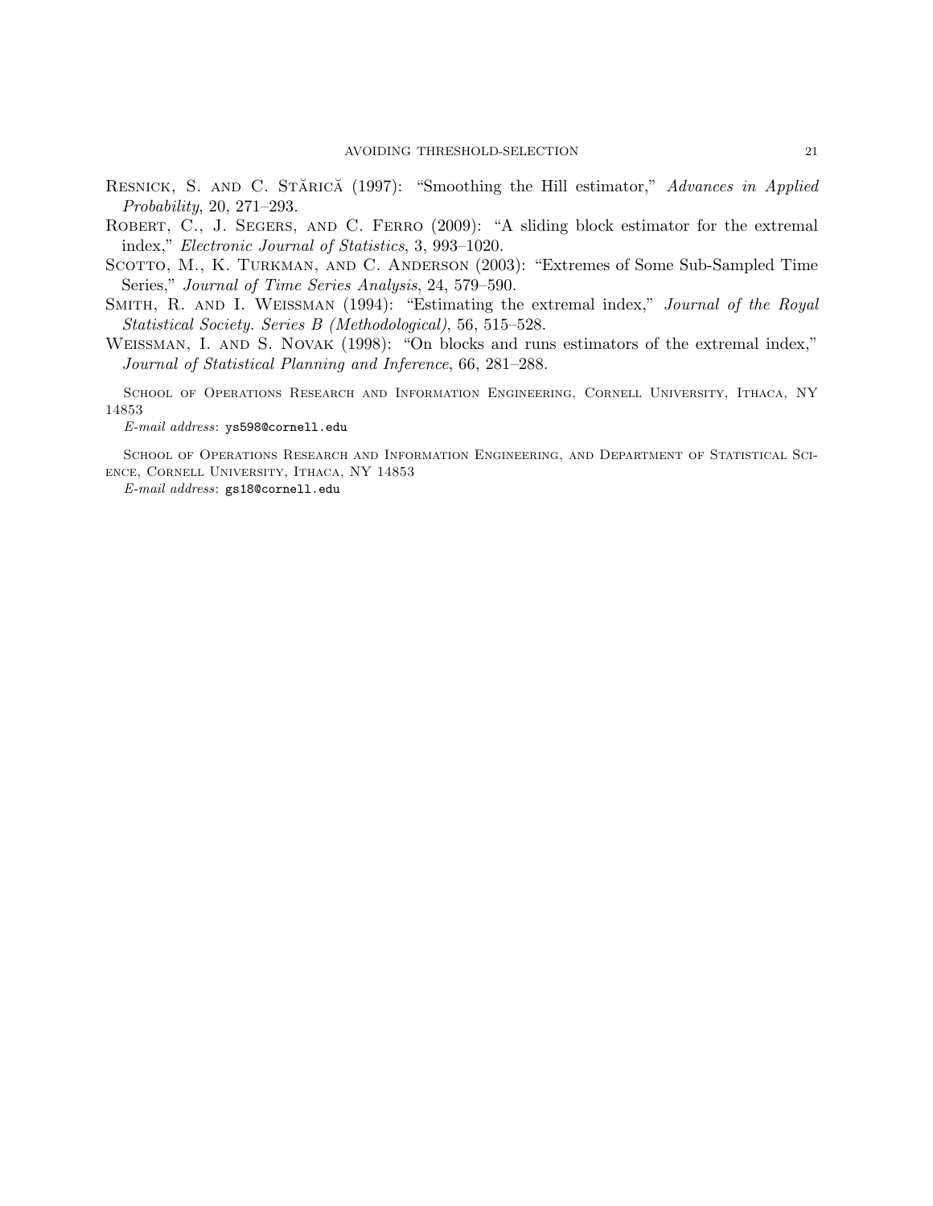Resnick, S. and C. Stărică (1997): "Smoothing the Hill estimator," *Advances in Applied Probability*, 20, 271–293.

Robert, C., J. Segers, and C. Ferro (2009): "A sliding block estimator for the extremal index," *Electronic Journal of Statistics*, 3, 993–1020.

Scotto, M., K. Turkman, and C. Anderson (2003): "Extremes of Some Sub-Sampled Time Series," *Journal of Time Series Analysis*, 24, 579–590.

Smith, R. and I. Weissman (1994): "Estimating the extremal index," *Journal of the Royal Statistical Society. Series B (Methodological)*, 56, 515–528.

Weissman, I. and S. Novak (1998): "On blocks and runs estimators of the extremal index," *Journal of Statistical Planning and Inference*, 66, 281–288.

School of Operations Research and Information Engineering, Cornell University, Ithaca, NY 14853

*E-mail address*: ys598@cornell.edu

School of Operations Research and Information Engineering, and Department of Statistical Science, Cornell University, Ithaca, NY 14853

*E-mail address*: gs18@cornell.edu